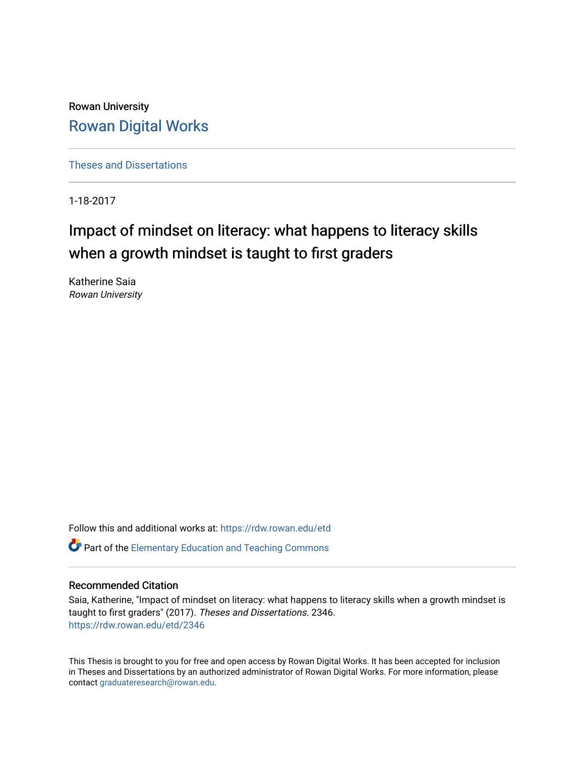Rowan University

Rowan Digital Works

Theses and Dissertations

1-18-2017

# Impact of mindset on literacy: what happens to literacy skills when a growth mindset is taught to first graders

Katherine Saia
*Rowan University*

Follow this and additional works at: https://rdw.rowan.edu/etd

Part of the Elementary Education and Teaching Commons

## Recommended Citation

Saia, Katherine, "Impact of mindset on literacy: what happens to literacy skills when a growth mindset is taught to first graders" (2017). *Theses and Dissertations*. 2346.
https://rdw.rowan.edu/etd/2346

This Thesis is brought to you for free and open access by Rowan Digital Works. It has been accepted for inclusion in Theses and Dissertations by an authorized administrator of Rowan Digital Works. For more information, please contact graduateresearch@rowan.edu.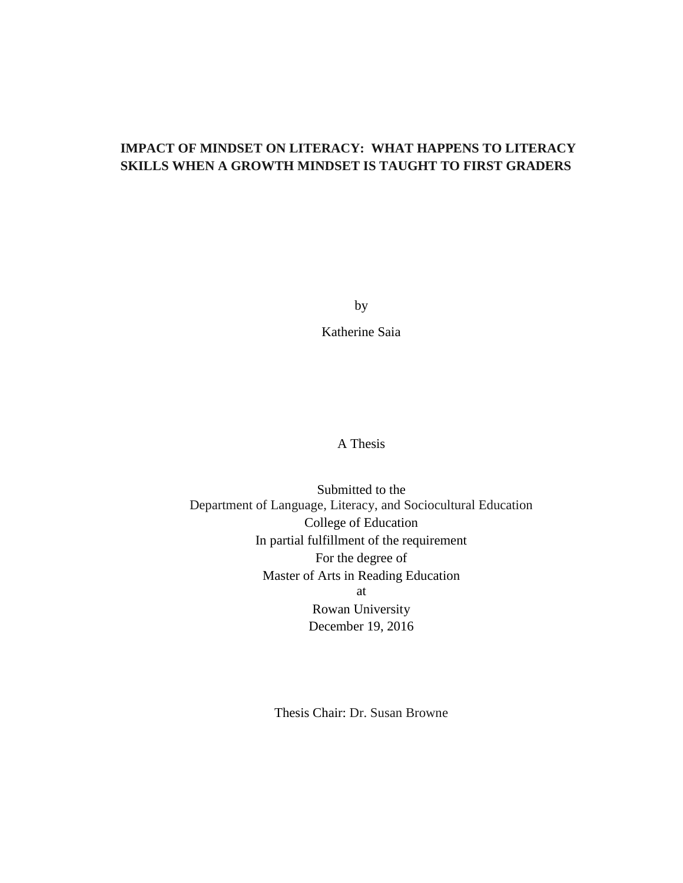# IMPACT OF MINDSET ON LITERACY: WHAT HAPPENS TO LITERACY SKILLS WHEN A GROWTH MINDSET IS TAUGHT TO FIRST GRADERS

by

Katherine Saia

A Thesis

Submitted to the
Department of Language, Literacy, and Sociocultural Education
College of Education
In partial fulfillment of the requirement
For the degree of
Master of Arts in Reading Education
at
Rowan University
December 19, 2016

Thesis Chair: Dr. Susan Browne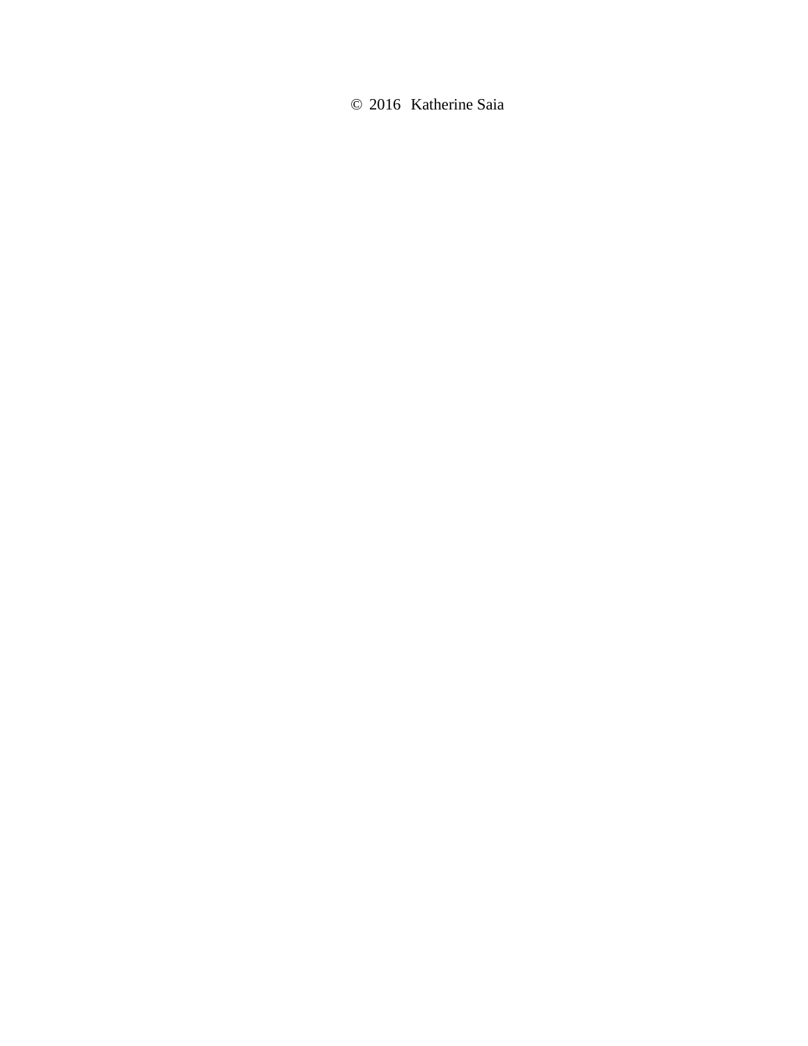© 2016 Katherine Saia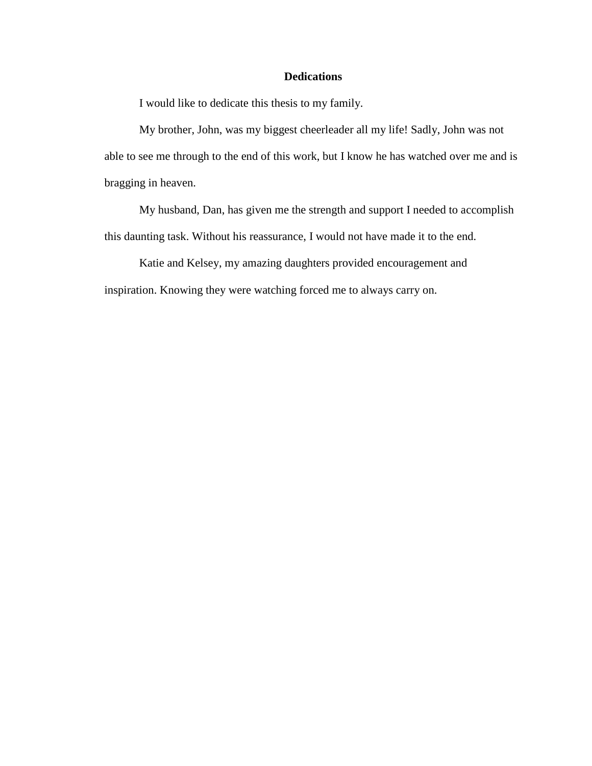# Dedications

I would like to dedicate this thesis to my family.

My brother, John, was my biggest cheerleader all my life! Sadly, John was not able to see me through to the end of this work, but I know he has watched over me and is bragging in heaven.

My husband, Dan, has given me the strength and support I needed to accomplish this daunting task. Without his reassurance, I would not have made it to the end.

Katie and Kelsey, my amazing daughters provided encouragement and inspiration. Knowing they were watching forced me to always carry on.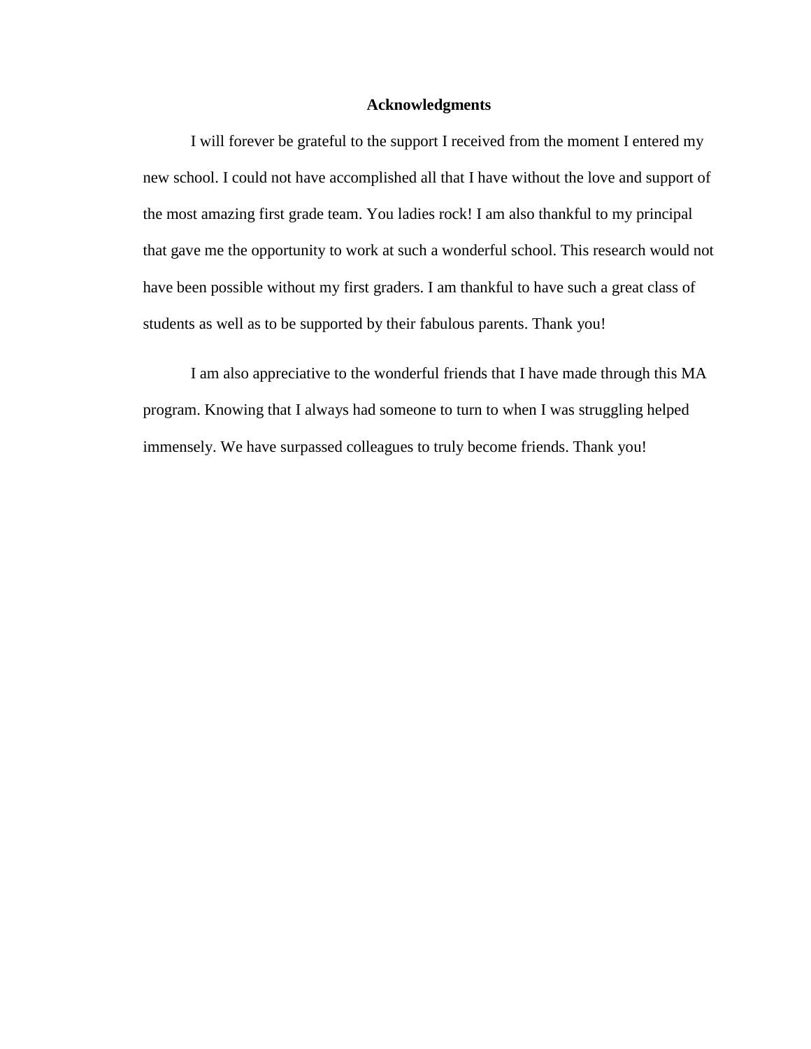# Acknowledgments

I will forever be grateful to the support I received from the moment I entered my new school. I could not have accomplished all that I have without the love and support of the most amazing first grade team. You ladies rock! I am also thankful to my principal that gave me the opportunity to work at such a wonderful school. This research would not have been possible without my first graders. I am thankful to have such a great class of students as well as to be supported by their fabulous parents. Thank you!

I am also appreciative to the wonderful friends that I have made through this MA program. Knowing that I always had someone to turn to when I was struggling helped immensely. We have surpassed colleagues to truly become friends. Thank you!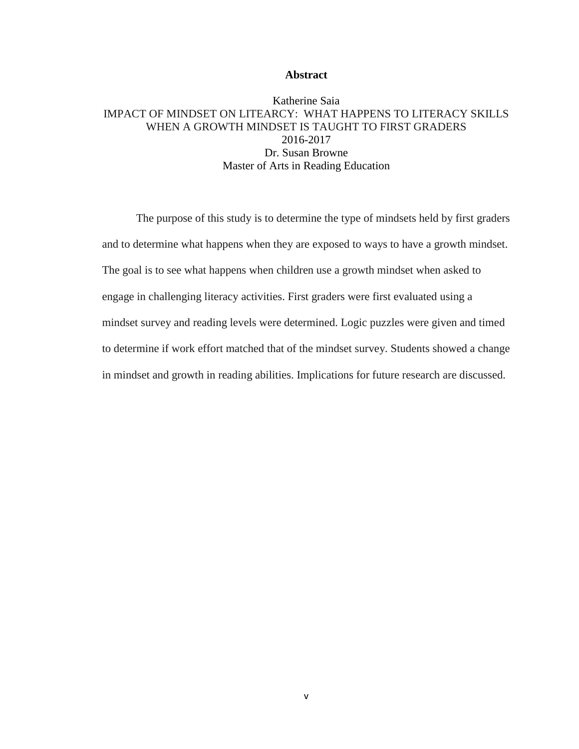# Abstract

Katherine Saia
IMPACT OF MINDSET ON LITEARCY: WHAT HAPPENS TO LITERACY SKILLS WHEN A GROWTH MINDSET IS TAUGHT TO FIRST GRADERS
2016-2017
Dr. Susan Browne
Master of Arts in Reading Education

The purpose of this study is to determine the type of mindsets held by first graders and to determine what happens when they are exposed to ways to have a growth mindset. The goal is to see what happens when children use a growth mindset when asked to engage in challenging literacy activities. First graders were first evaluated using a mindset survey and reading levels were determined. Logic puzzles were given and timed to determine if work effort matched that of the mindset survey. Students showed a change in mindset and growth in reading abilities. Implications for future research are discussed.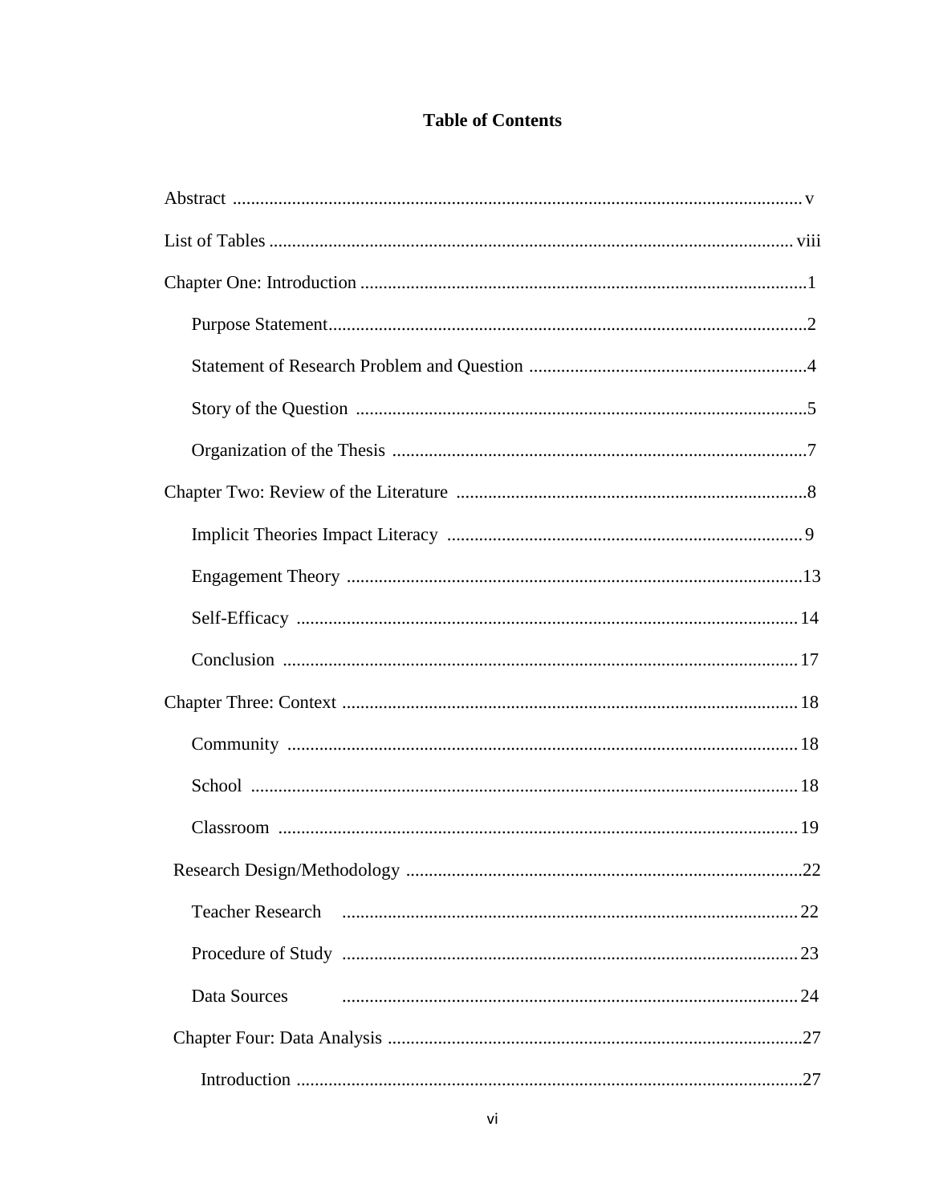**Table of Contents**

Abstract ............................................................................................................................ v

List of Tables .................................................................................................................. viii

Chapter One: Introduction ................................................................................................1

- Purpose Statement........................................................................................................2
- Statement of Research Problem and Question .............................................................4
- Story of the Question ...................................................................................................5
- Organization of the Thesis ..........................................................................................7

Chapter Two: Review of the Literature ............................................................................8

- Implicit Theories Impact Literacy ..............................................................................9
- Engagement Theory ...................................................................................................13
- Self-Efficacy .............................................................................................................14
- Conclusion ................................................................................................................17

Chapter Three: Context ...................................................................................................18

- Community ...............................................................................................................18
- School .......................................................................................................................18
- Classroom .................................................................................................................19

Research Design/Methodology .......................................................................................22

- Teacher Research ......................................................................................................22
- Procedure of Study ...................................................................................................23
- Data Sources .............................................................................................................24

Chapter Four: Data Analysis ...........................................................................................27

- Introduction ..............................................................................................................27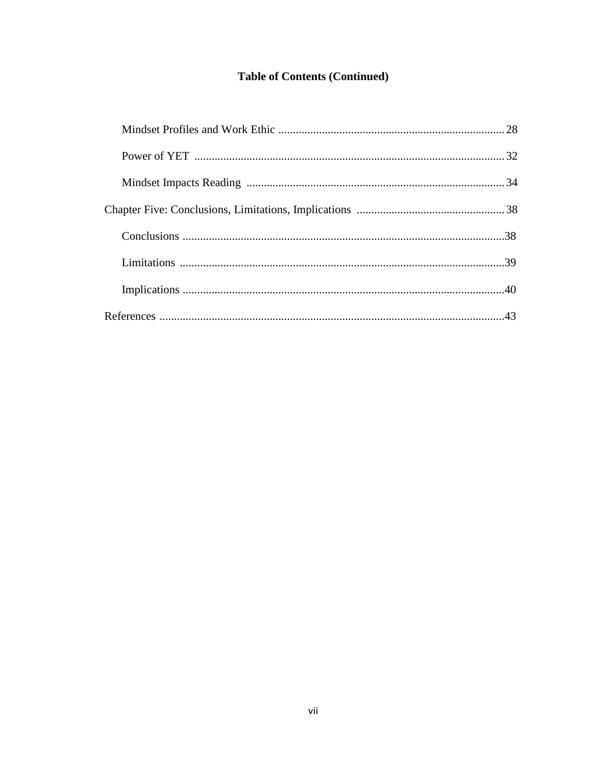**Table of Contents (Continued)**

Mindset Profiles and Work Ethic ............................................................................. 28

Power of YET .......................................................................................................... 32

Mindset Impacts Reading ........................................................................................ 34

Chapter Five: Conclusions, Limitations, Implications .................................................. 38

Conclusions .............................................................................................................. 38

Limitations ................................................................................................................ 39

Implications .............................................................................................................. 40

References ..................................................................................................................... 43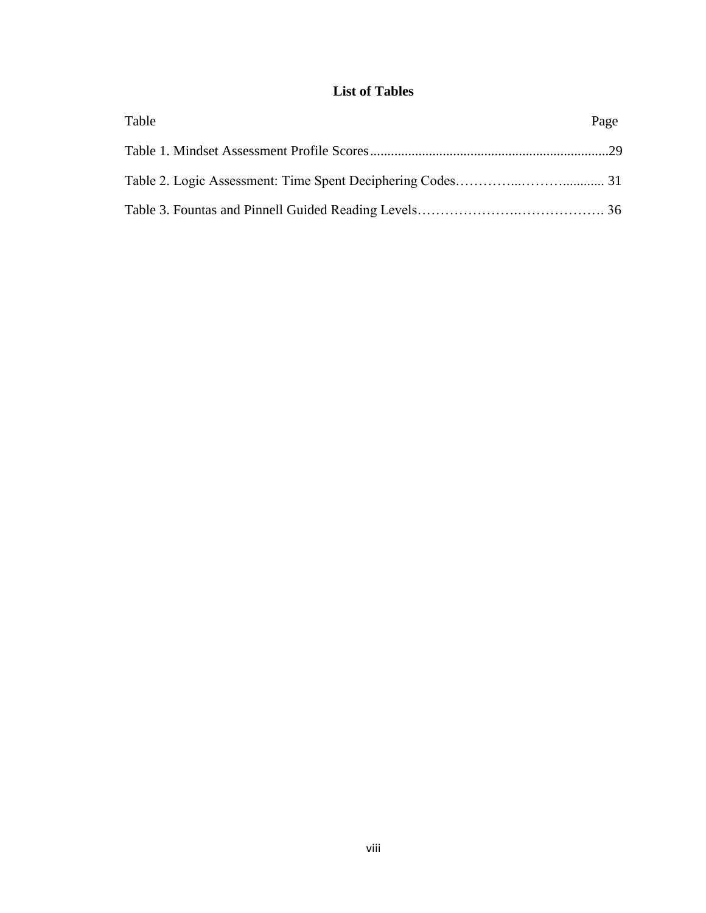# List of Tables

| Table | Page |
|---|---|
| Table 1. Mindset Assessment Profile Scores | 29 |
| Table 2. Logic Assessment: Time Spent Deciphering Codes | 31 |
| Table 3. Fountas and Pinnell Guided Reading Levels | 36 |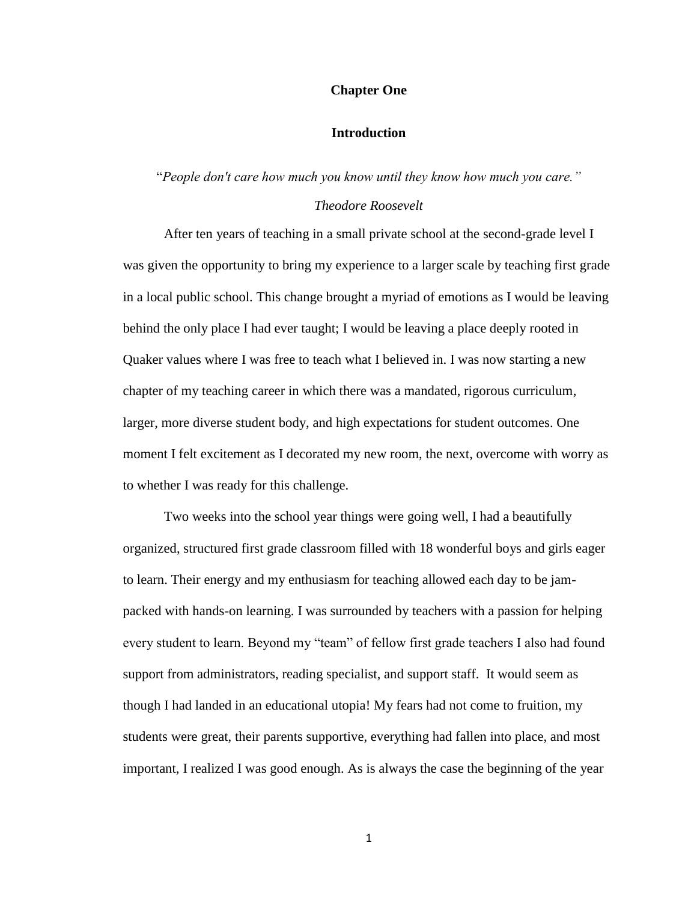# Chapter One

## Introduction

"*People don't care how much you know until they know how much you care."*

*Theodore Roosevelt*

After ten years of teaching in a small private school at the second-grade level I was given the opportunity to bring my experience to a larger scale by teaching first grade in a local public school. This change brought a myriad of emotions as I would be leaving behind the only place I had ever taught; I would be leaving a place deeply rooted in Quaker values where I was free to teach what I believed in. I was now starting a new chapter of my teaching career in which there was a mandated, rigorous curriculum, larger, more diverse student body, and high expectations for student outcomes. One moment I felt excitement as I decorated my new room, the next, overcome with worry as to whether I was ready for this challenge.

Two weeks into the school year things were going well, I had a beautifully organized, structured first grade classroom filled with 18 wonderful boys and girls eager to learn. Their energy and my enthusiasm for teaching allowed each day to be jam-packed with hands-on learning. I was surrounded by teachers with a passion for helping every student to learn. Beyond my "team" of fellow first grade teachers I also had found support from administrators, reading specialist, and support staff. It would seem as though I had landed in an educational utopia! My fears had not come to fruition, my students were great, their parents supportive, everything had fallen into place, and most important, I realized I was good enough. As is always the case the beginning of the year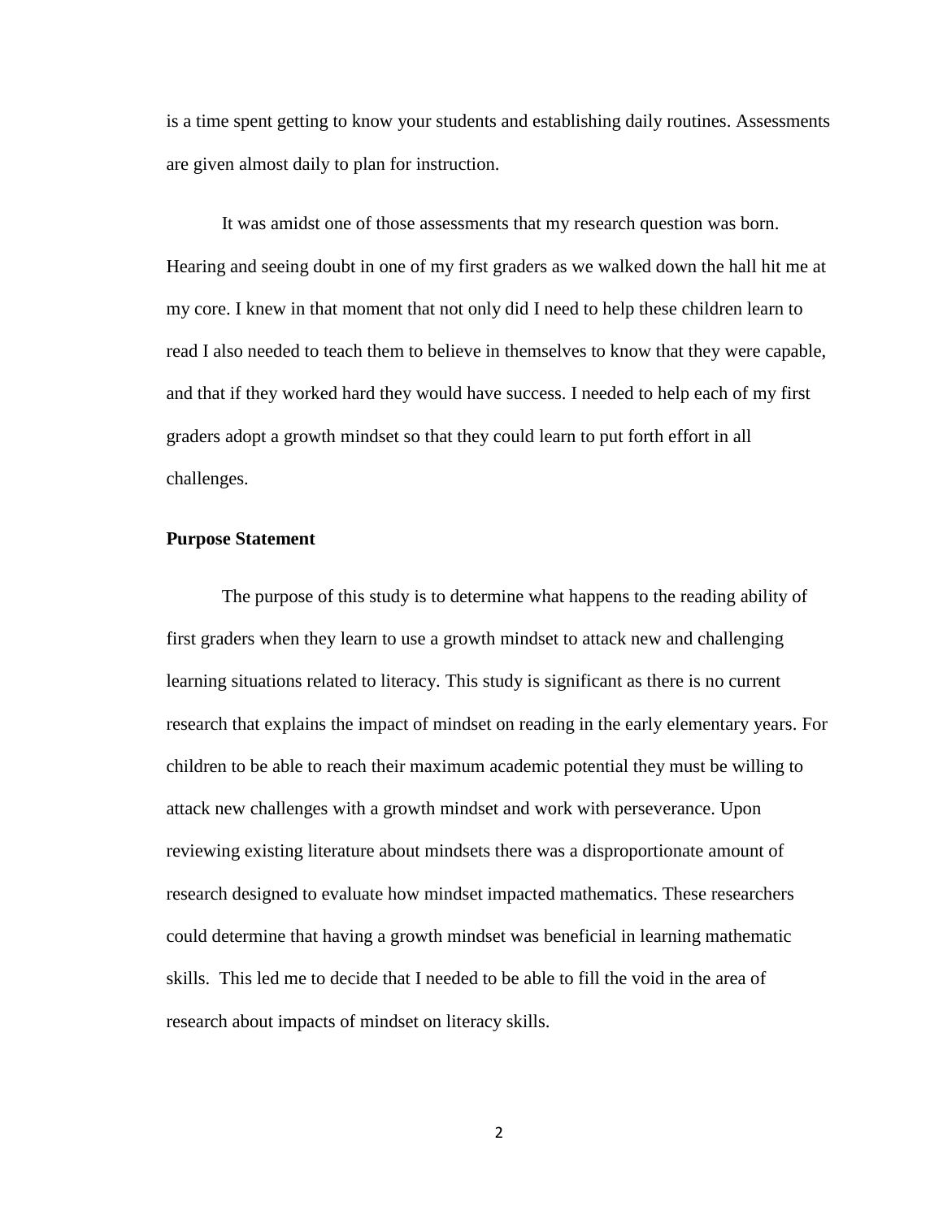is a time spent getting to know your students and establishing daily routines. Assessments are given almost daily to plan for instruction.

It was amidst one of those assessments that my research question was born. Hearing and seeing doubt in one of my first graders as we walked down the hall hit me at my core. I knew in that moment that not only did I need to help these children learn to read I also needed to teach them to believe in themselves to know that they were capable, and that if they worked hard they would have success. I needed to help each of my first graders adopt a growth mindset so that they could learn to put forth effort in all challenges.

**Purpose Statement**

The purpose of this study is to determine what happens to the reading ability of first graders when they learn to use a growth mindset to attack new and challenging learning situations related to literacy. This study is significant as there is no current research that explains the impact of mindset on reading in the early elementary years. For children to be able to reach their maximum academic potential they must be willing to attack new challenges with a growth mindset and work with perseverance. Upon reviewing existing literature about mindsets there was a disproportionate amount of research designed to evaluate how mindset impacted mathematics. These researchers could determine that having a growth mindset was beneficial in learning mathematic skills. This led me to decide that I needed to be able to fill the void in the area of research about impacts of mindset on literacy skills.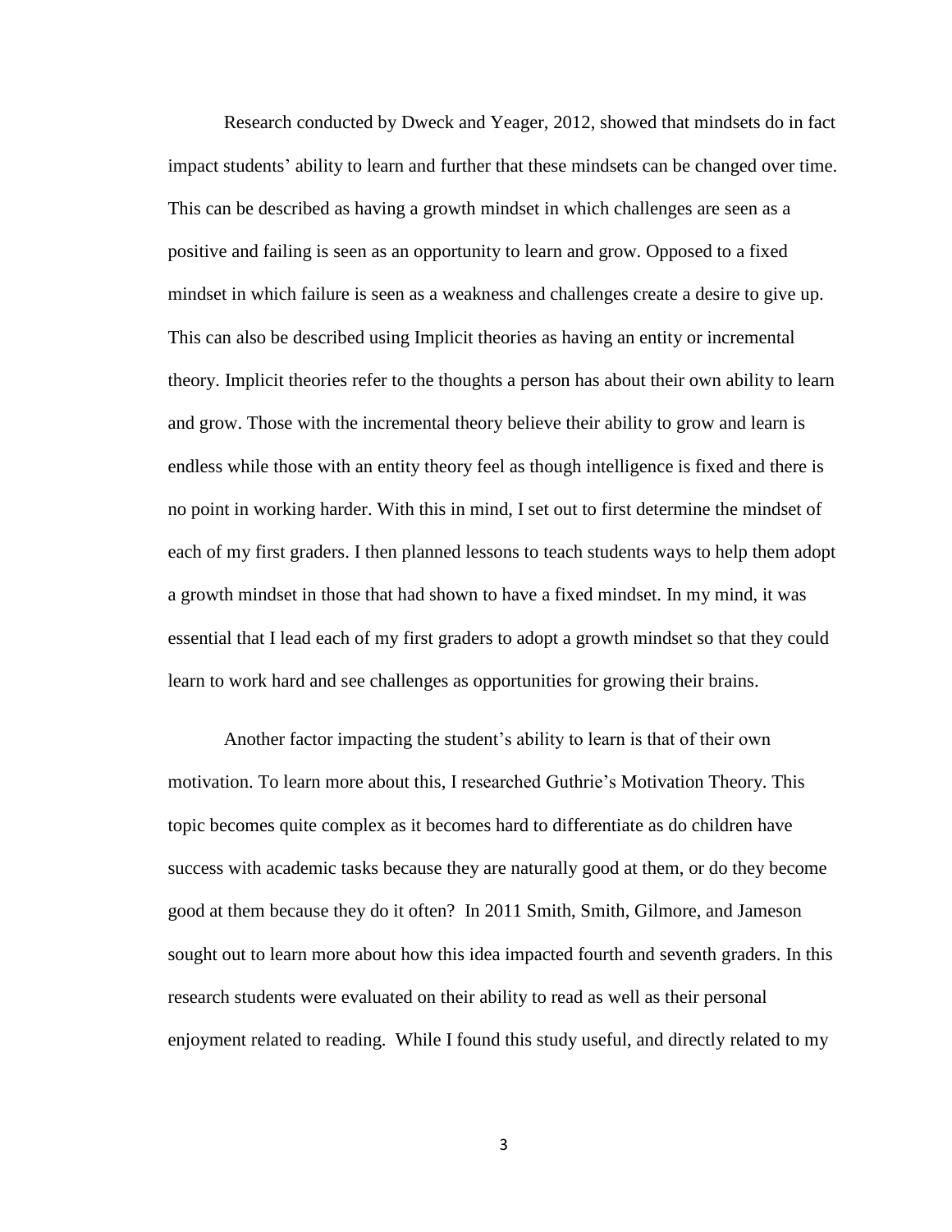Research conducted by Dweck and Yeager, 2012, showed that mindsets do in fact impact students' ability to learn and further that these mindsets can be changed over time. This can be described as having a growth mindset in which challenges are seen as a positive and failing is seen as an opportunity to learn and grow. Opposed to a fixed mindset in which failure is seen as a weakness and challenges create a desire to give up. This can also be described using Implicit theories as having an entity or incremental theory. Implicit theories refer to the thoughts a person has about their own ability to learn and grow. Those with the incremental theory believe their ability to grow and learn is endless while those with an entity theory feel as though intelligence is fixed and there is no point in working harder. With this in mind, I set out to first determine the mindset of each of my first graders. I then planned lessons to teach students ways to help them adopt a growth mindset in those that had shown to have a fixed mindset. In my mind, it was essential that I lead each of my first graders to adopt a growth mindset so that they could learn to work hard and see challenges as opportunities for growing their brains.

Another factor impacting the student's ability to learn is that of their own motivation. To learn more about this, I researched Guthrie's Motivation Theory. This topic becomes quite complex as it becomes hard to differentiate as do children have success with academic tasks because they are naturally good at them, or do they become good at them because they do it often? In 2011 Smith, Smith, Gilmore, and Jameson sought out to learn more about how this idea impacted fourth and seventh graders. In this research students were evaluated on their ability to read as well as their personal enjoyment related to reading. While I found this study useful, and directly related to my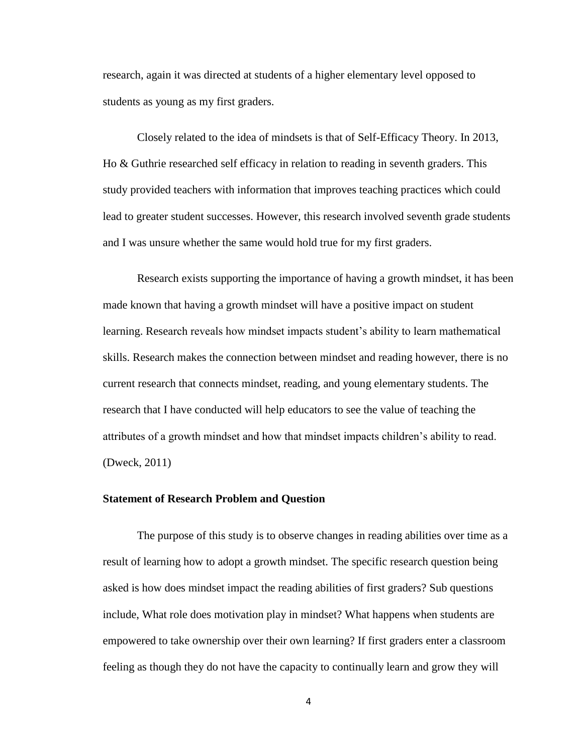research, again it was directed at students of a higher elementary level opposed to students as young as my first graders.

Closely related to the idea of mindsets is that of Self-Efficacy Theory. In 2013, Ho & Guthrie researched self efficacy in relation to reading in seventh graders. This study provided teachers with information that improves teaching practices which could lead to greater student successes. However, this research involved seventh grade students and I was unsure whether the same would hold true for my first graders.

Research exists supporting the importance of having a growth mindset, it has been made known that having a growth mindset will have a positive impact on student learning. Research reveals how mindset impacts student's ability to learn mathematical skills. Research makes the connection between mindset and reading however, there is no current research that connects mindset, reading, and young elementary students. The research that I have conducted will help educators to see the value of teaching the attributes of a growth mindset and how that mindset impacts children's ability to read. (Dweck, 2011)

**Statement of Research Problem and Question**

The purpose of this study is to observe changes in reading abilities over time as a result of learning how to adopt a growth mindset. The specific research question being asked is how does mindset impact the reading abilities of first graders? Sub questions include, What role does motivation play in mindset? What happens when students are empowered to take ownership over their own learning? If first graders enter a classroom feeling as though they do not have the capacity to continually learn and grow they will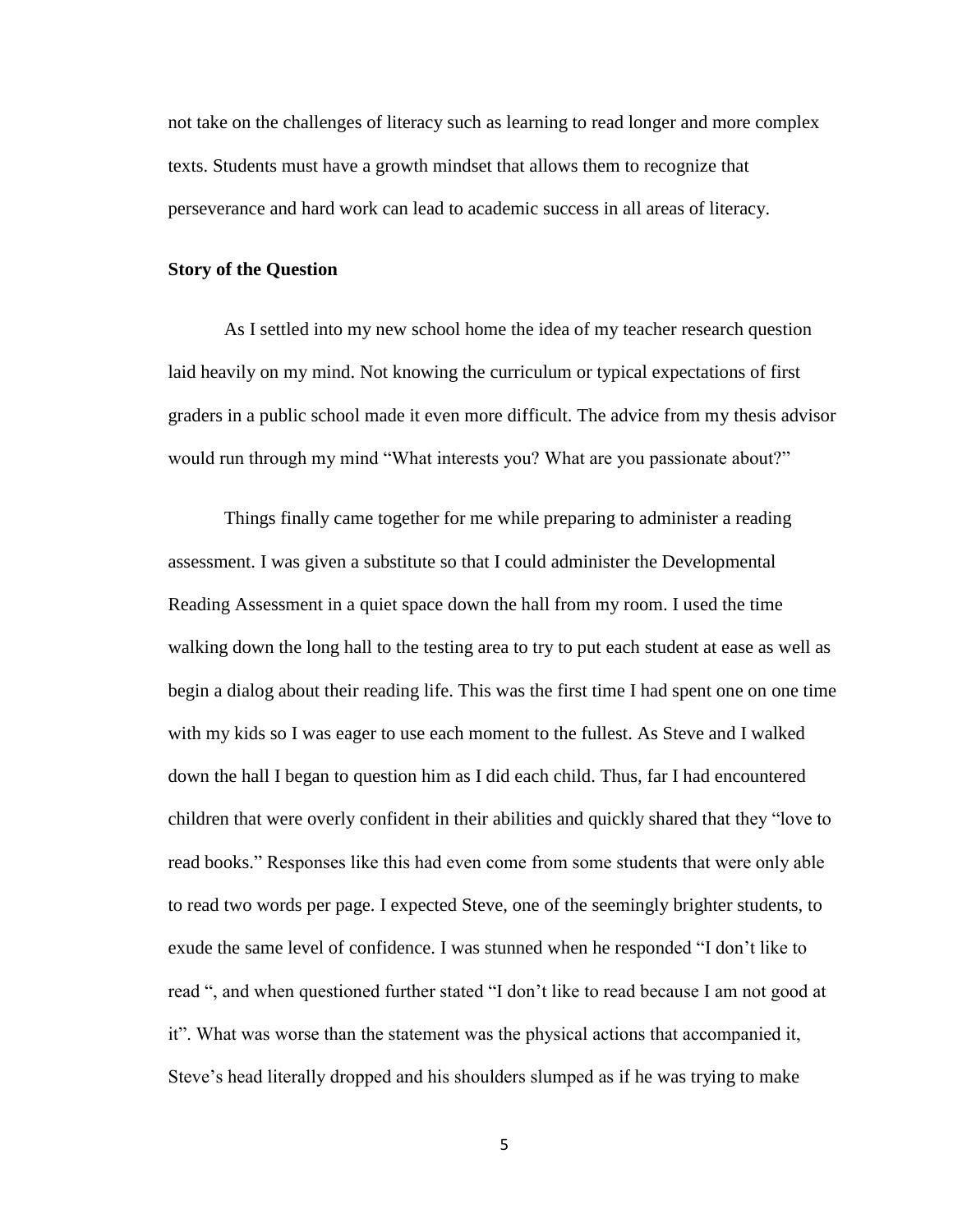not take on the challenges of literacy such as learning to read longer and more complex texts. Students must have a growth mindset that allows them to recognize that perseverance and hard work can lead to academic success in all areas of literacy.

**Story of the Question**

As I settled into my new school home the idea of my teacher research question laid heavily on my mind. Not knowing the curriculum or typical expectations of first graders in a public school made it even more difficult. The advice from my thesis advisor would run through my mind "What interests you? What are you passionate about?"

Things finally came together for me while preparing to administer a reading assessment. I was given a substitute so that I could administer the Developmental Reading Assessment in a quiet space down the hall from my room. I used the time walking down the long hall to the testing area to try to put each student at ease as well as begin a dialog about their reading life. This was the first time I had spent one on one time with my kids so I was eager to use each moment to the fullest. As Steve and I walked down the hall I began to question him as I did each child. Thus, far I had encountered children that were overly confident in their abilities and quickly shared that they "love to read books." Responses like this had even come from some students that were only able to read two words per page. I expected Steve, one of the seemingly brighter students, to exude the same level of confidence. I was stunned when he responded "I don't like to read ", and when questioned further stated "I don't like to read because I am not good at it". What was worse than the statement was the physical actions that accompanied it, Steve's head literally dropped and his shoulders slumped as if he was trying to make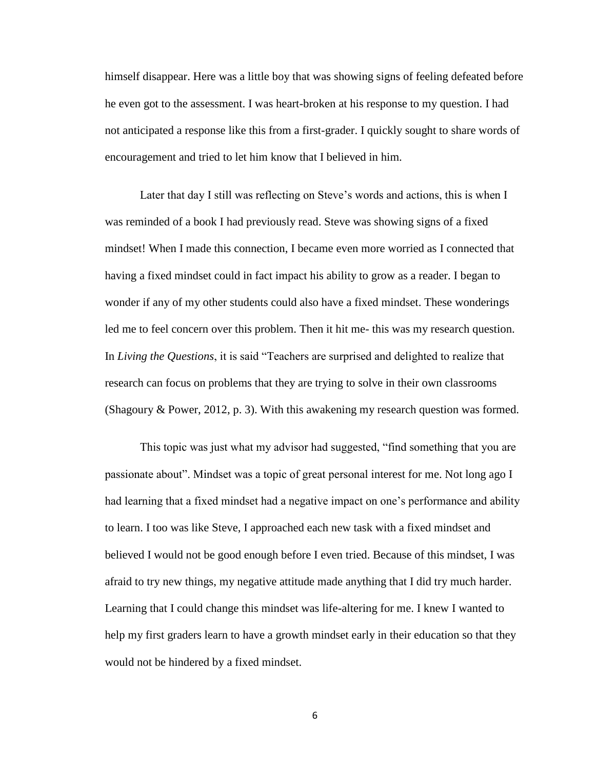himself disappear. Here was a little boy that was showing signs of feeling defeated before he even got to the assessment. I was heart-broken at his response to my question. I had not anticipated a response like this from a first-grader. I quickly sought to share words of encouragement and tried to let him know that I believed in him.

Later that day I still was reflecting on Steve's words and actions, this is when I was reminded of a book I had previously read. Steve was showing signs of a fixed mindset! When I made this connection, I became even more worried as I connected that having a fixed mindset could in fact impact his ability to grow as a reader. I began to wonder if any of my other students could also have a fixed mindset. These wonderings led me to feel concern over this problem. Then it hit me- this was my research question. In *Living the Questions*, it is said "Teachers are surprised and delighted to realize that research can focus on problems that they are trying to solve in their own classrooms (Shagoury & Power, 2012, p. 3). With this awakening my research question was formed.

This topic was just what my advisor had suggested, "find something that you are passionate about". Mindset was a topic of great personal interest for me. Not long ago I had learning that a fixed mindset had a negative impact on one's performance and ability to learn. I too was like Steve, I approached each new task with a fixed mindset and believed I would not be good enough before I even tried. Because of this mindset, I was afraid to try new things, my negative attitude made anything that I did try much harder. Learning that I could change this mindset was life-altering for me. I knew I wanted to help my first graders learn to have a growth mindset early in their education so that they would not be hindered by a fixed mindset.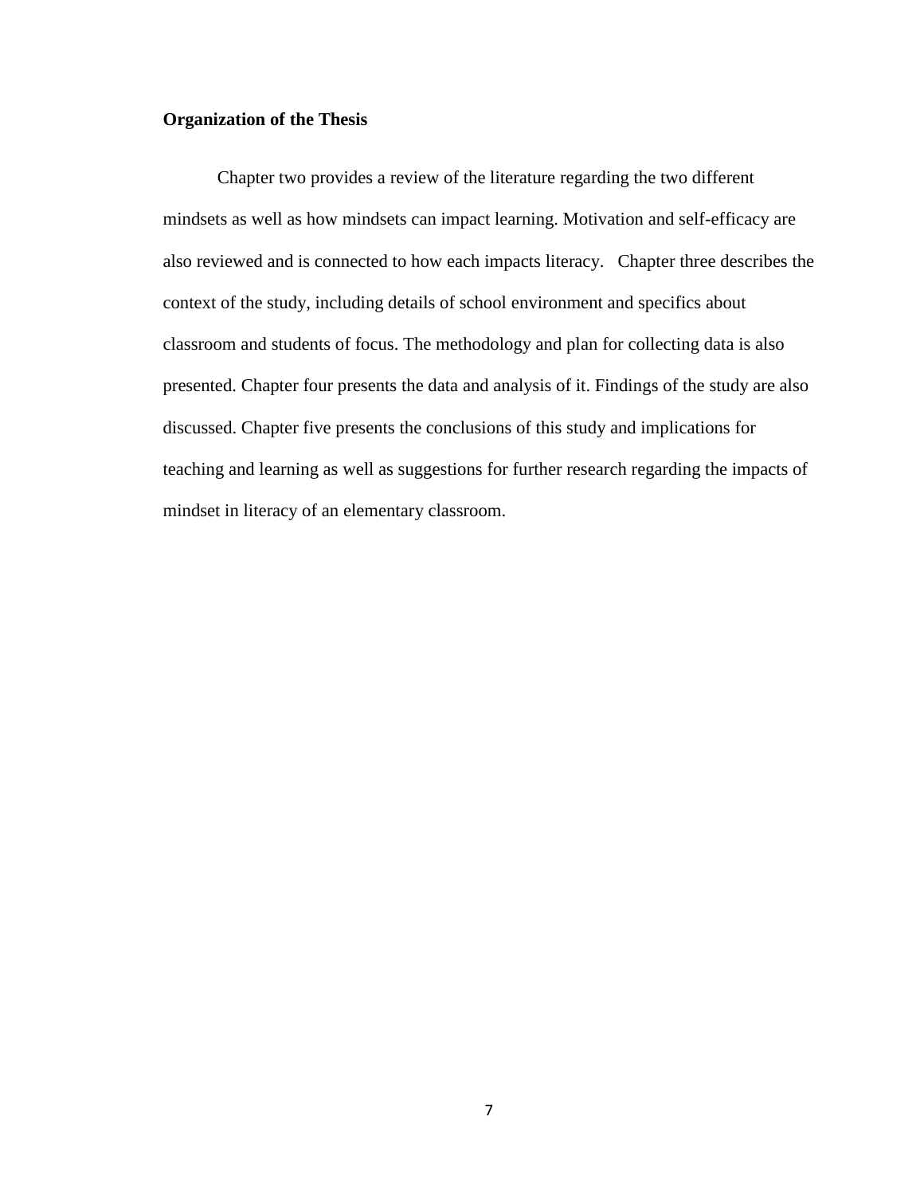### Organization of the Thesis

Chapter two provides a review of the literature regarding the two different mindsets as well as how mindsets can impact learning. Motivation and self-efficacy are also reviewed and is connected to how each impacts literacy. Chapter three describes the context of the study, including details of school environment and specifics about classroom and students of focus. The methodology and plan for collecting data is also presented. Chapter four presents the data and analysis of it. Findings of the study are also discussed. Chapter five presents the conclusions of this study and implications for teaching and learning as well as suggestions for further research regarding the impacts of mindset in literacy of an elementary classroom.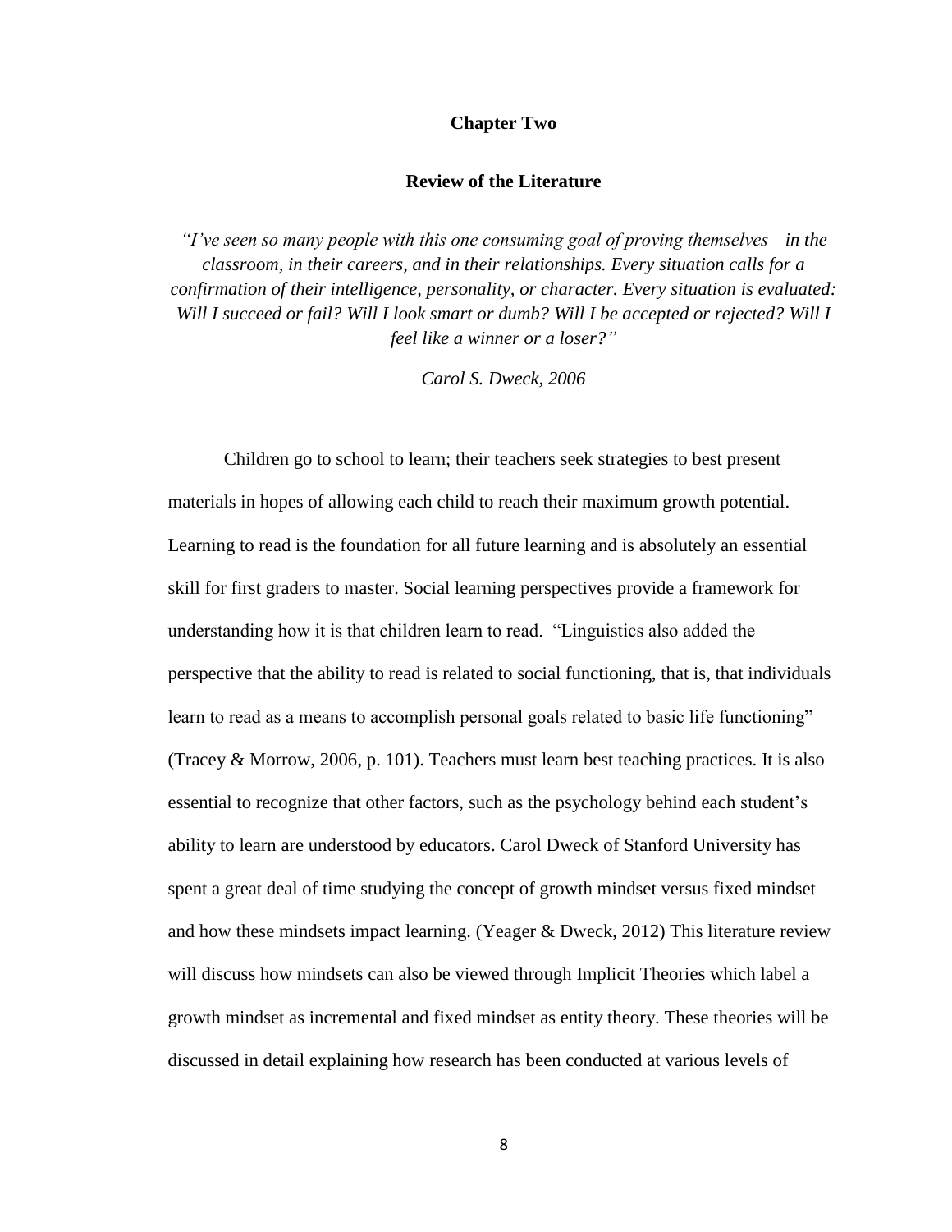# Chapter Two

## Review of the Literature

*"I've seen so many people with this one consuming goal of proving themselves—in the classroom, in their careers, and in their relationships. Every situation calls for a confirmation of their intelligence, personality, or character. Every situation is evaluated: Will I succeed or fail? Will I look smart or dumb? Will I be accepted or rejected? Will I feel like a winner or a loser?"*

*Carol S. Dweck, 2006*

Children go to school to learn; their teachers seek strategies to best present materials in hopes of allowing each child to reach their maximum growth potential. Learning to read is the foundation for all future learning and is absolutely an essential skill for first graders to master. Social learning perspectives provide a framework for understanding how it is that children learn to read. "Linguistics also added the perspective that the ability to read is related to social functioning, that is, that individuals learn to read as a means to accomplish personal goals related to basic life functioning" (Tracey & Morrow, 2006, p. 101). Teachers must learn best teaching practices. It is also essential to recognize that other factors, such as the psychology behind each student's ability to learn are understood by educators. Carol Dweck of Stanford University has spent a great deal of time studying the concept of growth mindset versus fixed mindset and how these mindsets impact learning. (Yeager & Dweck, 2012) This literature review will discuss how mindsets can also be viewed through Implicit Theories which label a growth mindset as incremental and fixed mindset as entity theory. These theories will be discussed in detail explaining how research has been conducted at various levels of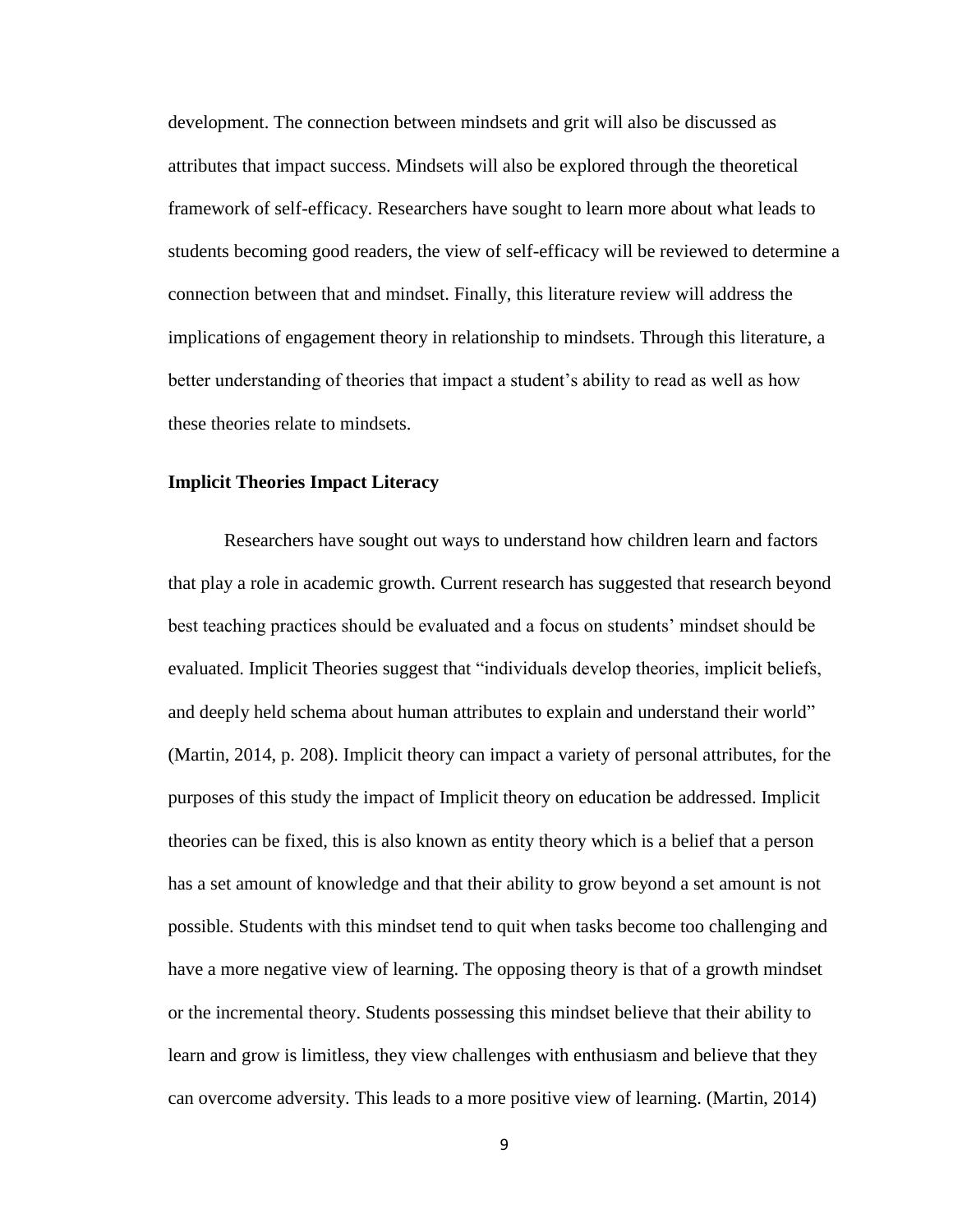development. The connection between mindsets and grit will also be discussed as attributes that impact success. Mindsets will also be explored through the theoretical framework of self-efficacy. Researchers have sought to learn more about what leads to students becoming good readers, the view of self-efficacy will be reviewed to determine a connection between that and mindset. Finally, this literature review will address the implications of engagement theory in relationship to mindsets. Through this literature, a better understanding of theories that impact a student's ability to read as well as how these theories relate to mindsets.

**Implicit Theories Impact Literacy**

Researchers have sought out ways to understand how children learn and factors that play a role in academic growth. Current research has suggested that research beyond best teaching practices should be evaluated and a focus on students' mindset should be evaluated. Implicit Theories suggest that "individuals develop theories, implicit beliefs, and deeply held schema about human attributes to explain and understand their world" (Martin, 2014, p. 208). Implicit theory can impact a variety of personal attributes, for the purposes of this study the impact of Implicit theory on education be addressed. Implicit theories can be fixed, this is also known as entity theory which is a belief that a person has a set amount of knowledge and that their ability to grow beyond a set amount is not possible. Students with this mindset tend to quit when tasks become too challenging and have a more negative view of learning. The opposing theory is that of a growth mindset or the incremental theory. Students possessing this mindset believe that their ability to learn and grow is limitless, they view challenges with enthusiasm and believe that they can overcome adversity. This leads to a more positive view of learning. (Martin, 2014)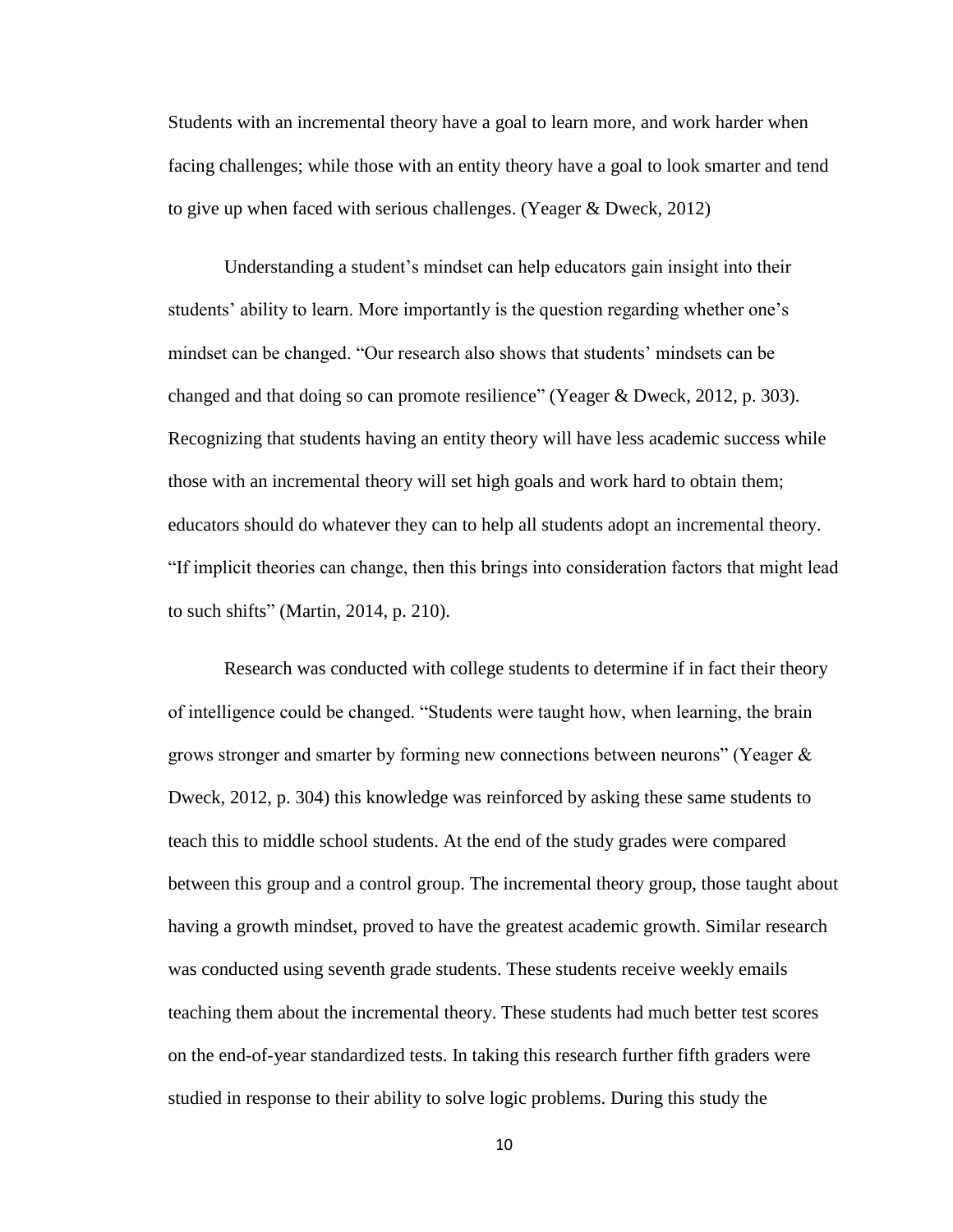Students with an incremental theory have a goal to learn more, and work harder when facing challenges; while those with an entity theory have a goal to look smarter and tend to give up when faced with serious challenges. (Yeager & Dweck, 2012)

Understanding a student's mindset can help educators gain insight into their students' ability to learn. More importantly is the question regarding whether one's mindset can be changed. "Our research also shows that students' mindsets can be changed and that doing so can promote resilience" (Yeager & Dweck, 2012, p. 303). Recognizing that students having an entity theory will have less academic success while those with an incremental theory will set high goals and work hard to obtain them; educators should do whatever they can to help all students adopt an incremental theory. "If implicit theories can change, then this brings into consideration factors that might lead to such shifts" (Martin, 2014, p. 210).

Research was conducted with college students to determine if in fact their theory of intelligence could be changed. "Students were taught how, when learning, the brain grows stronger and smarter by forming new connections between neurons" (Yeager & Dweck, 2012, p. 304) this knowledge was reinforced by asking these same students to teach this to middle school students. At the end of the study grades were compared between this group and a control group. The incremental theory group, those taught about having a growth mindset, proved to have the greatest academic growth. Similar research was conducted using seventh grade students. These students receive weekly emails teaching them about the incremental theory. These students had much better test scores on the end-of-year standardized tests. In taking this research further fifth graders were studied in response to their ability to solve logic problems. During this study the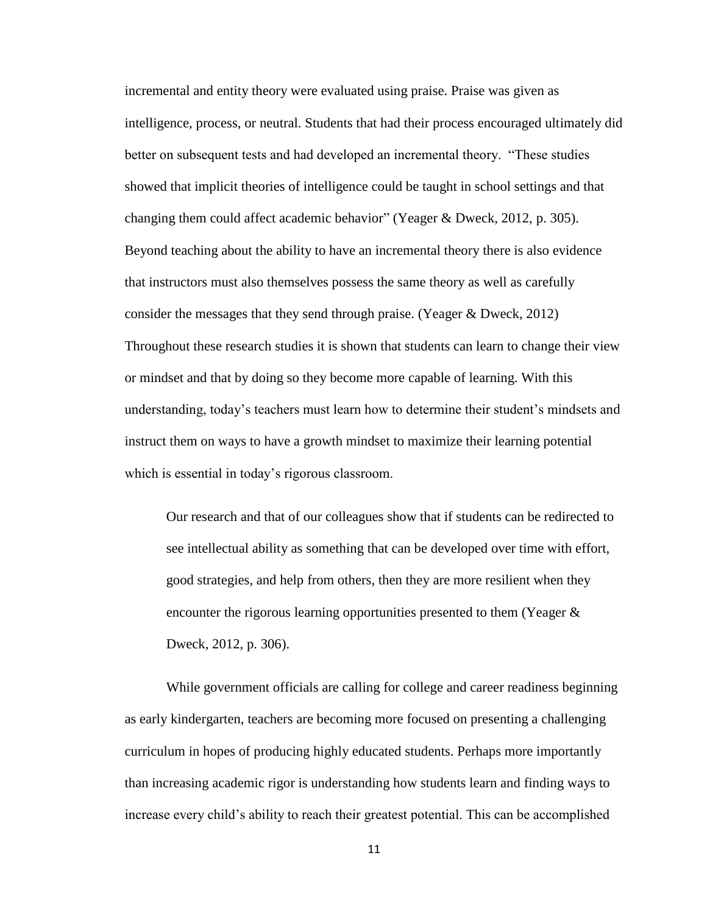incremental and entity theory were evaluated using praise. Praise was given as intelligence, process, or neutral. Students that had their process encouraged ultimately did better on subsequent tests and had developed an incremental theory. "These studies showed that implicit theories of intelligence could be taught in school settings and that changing them could affect academic behavior" (Yeager & Dweck, 2012, p. 305). Beyond teaching about the ability to have an incremental theory there is also evidence that instructors must also themselves possess the same theory as well as carefully consider the messages that they send through praise. (Yeager & Dweck, 2012) Throughout these research studies it is shown that students can learn to change their view or mindset and that by doing so they become more capable of learning. With this understanding, today's teachers must learn how to determine their student's mindsets and instruct them on ways to have a growth mindset to maximize their learning potential which is essential in today's rigorous classroom.

> Our research and that of our colleagues show that if students can be redirected to see intellectual ability as something that can be developed over time with effort, good strategies, and help from others, then they are more resilient when they encounter the rigorous learning opportunities presented to them (Yeager & Dweck, 2012, p. 306).

While government officials are calling for college and career readiness beginning as early kindergarten, teachers are becoming more focused on presenting a challenging curriculum in hopes of producing highly educated students. Perhaps more importantly than increasing academic rigor is understanding how students learn and finding ways to increase every child's ability to reach their greatest potential. This can be accomplished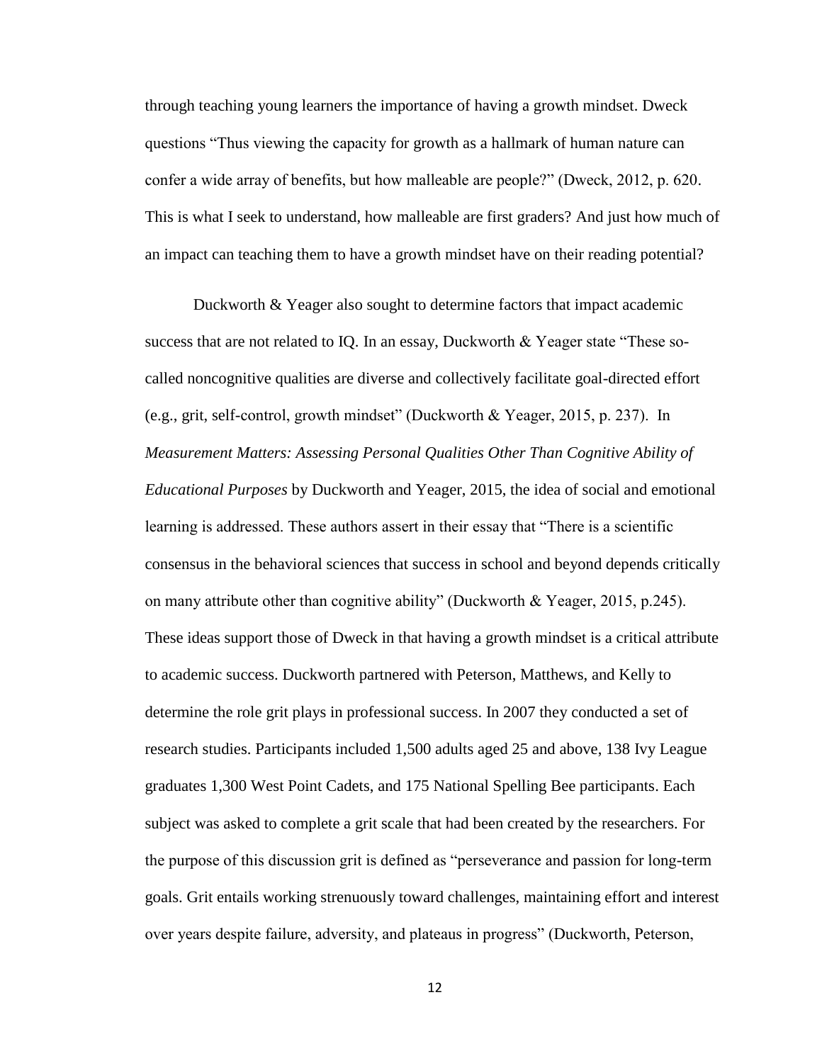through teaching young learners the importance of having a growth mindset. Dweck questions "Thus viewing the capacity for growth as a hallmark of human nature can confer a wide array of benefits, but how malleable are people?" (Dweck, 2012, p. 620. This is what I seek to understand, how malleable are first graders? And just how much of an impact can teaching them to have a growth mindset have on their reading potential?

Duckworth & Yeager also sought to determine factors that impact academic success that are not related to IQ. In an essay, Duckworth & Yeager state "These so-called noncognitive qualities are diverse and collectively facilitate goal-directed effort (e.g., grit, self-control, growth mindset" (Duckworth & Yeager, 2015, p. 237). In *Measurement Matters: Assessing Personal Qualities Other Than Cognitive Ability of Educational Purposes* by Duckworth and Yeager, 2015, the idea of social and emotional learning is addressed. These authors assert in their essay that "There is a scientific consensus in the behavioral sciences that success in school and beyond depends critically on many attribute other than cognitive ability" (Duckworth & Yeager, 2015, p.245). These ideas support those of Dweck in that having a growth mindset is a critical attribute to academic success. Duckworth partnered with Peterson, Matthews, and Kelly to determine the role grit plays in professional success. In 2007 they conducted a set of research studies. Participants included 1,500 adults aged 25 and above, 138 Ivy League graduates 1,300 West Point Cadets, and 175 National Spelling Bee participants. Each subject was asked to complete a grit scale that had been created by the researchers. For the purpose of this discussion grit is defined as "perseverance and passion for long-term goals. Grit entails working strenuously toward challenges, maintaining effort and interest over years despite failure, adversity, and plateaus in progress" (Duckworth, Peterson,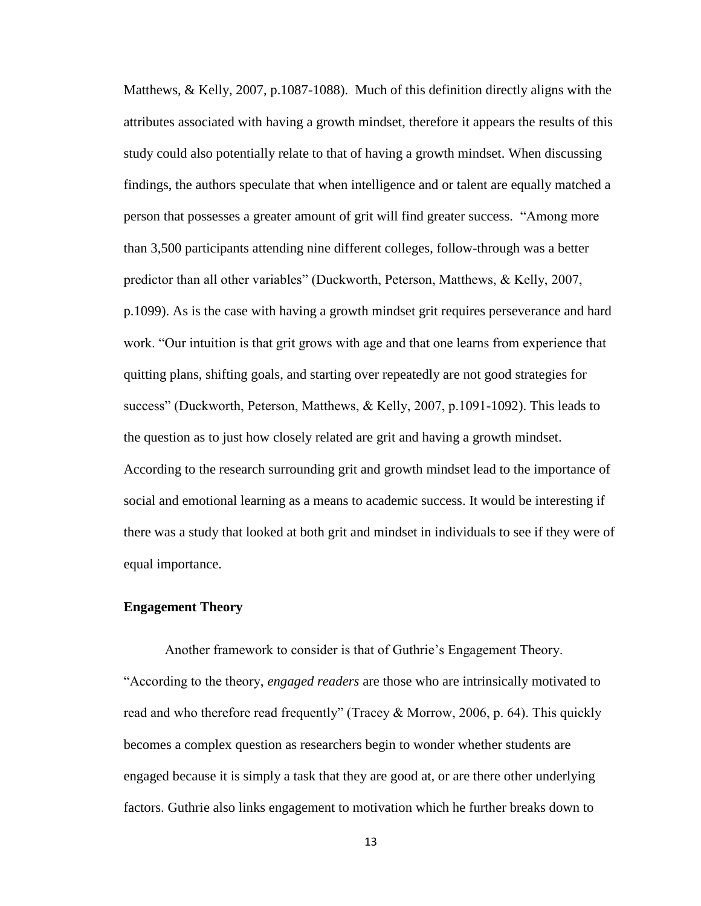Matthews, & Kelly, 2007, p.1087-1088). Much of this definition directly aligns with the attributes associated with having a growth mindset, therefore it appears the results of this study could also potentially relate to that of having a growth mindset. When discussing findings, the authors speculate that when intelligence and or talent are equally matched a person that possesses a greater amount of grit will find greater success. "Among more than 3,500 participants attending nine different colleges, follow-through was a better predictor than all other variables" (Duckworth, Peterson, Matthews, & Kelly, 2007, p.1099). As is the case with having a growth mindset grit requires perseverance and hard work. "Our intuition is that grit grows with age and that one learns from experience that quitting plans, shifting goals, and starting over repeatedly are not good strategies for success" (Duckworth, Peterson, Matthews, & Kelly, 2007, p.1091-1092). This leads to the question as to just how closely related are grit and having a growth mindset. According to the research surrounding grit and growth mindset lead to the importance of social and emotional learning as a means to academic success. It would be interesting if there was a study that looked at both grit and mindset in individuals to see if they were of equal importance.

**Engagement Theory**

Another framework to consider is that of Guthrie's Engagement Theory. "According to the theory, *engaged readers* are those who are intrinsically motivated to read and who therefore read frequently" (Tracey & Morrow, 2006, p. 64). This quickly becomes a complex question as researchers begin to wonder whether students are engaged because it is simply a task that they are good at, or are there other underlying factors. Guthrie also links engagement to motivation which he further breaks down to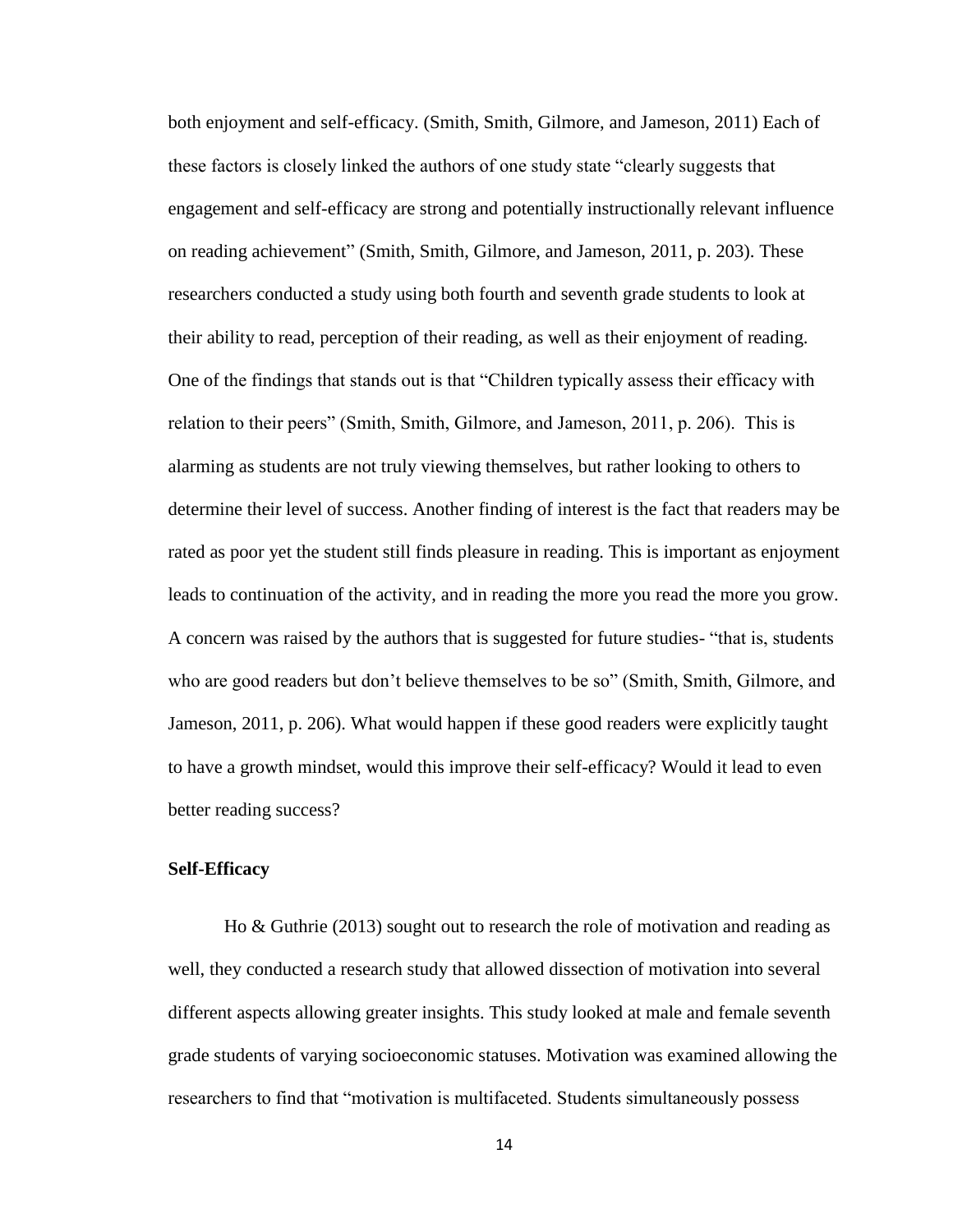both enjoyment and self-efficacy. (Smith, Smith, Gilmore, and Jameson, 2011) Each of these factors is closely linked the authors of one study state "clearly suggests that engagement and self-efficacy are strong and potentially instructionally relevant influence on reading achievement" (Smith, Smith, Gilmore, and Jameson, 2011, p. 203). These researchers conducted a study using both fourth and seventh grade students to look at their ability to read, perception of their reading, as well as their enjoyment of reading. One of the findings that stands out is that "Children typically assess their efficacy with relation to their peers" (Smith, Smith, Gilmore, and Jameson, 2011, p. 206). This is alarming as students are not truly viewing themselves, but rather looking to others to determine their level of success. Another finding of interest is the fact that readers may be rated as poor yet the student still finds pleasure in reading. This is important as enjoyment leads to continuation of the activity, and in reading the more you read the more you grow. A concern was raised by the authors that is suggested for future studies- "that is, students who are good readers but don't believe themselves to be so" (Smith, Smith, Gilmore, and Jameson, 2011, p. 206). What would happen if these good readers were explicitly taught to have a growth mindset, would this improve their self-efficacy? Would it lead to even better reading success?

**Self-Efficacy**

Ho & Guthrie (2013) sought out to research the role of motivation and reading as well, they conducted a research study that allowed dissection of motivation into several different aspects allowing greater insights. This study looked at male and female seventh grade students of varying socioeconomic statuses. Motivation was examined allowing the researchers to find that "motivation is multifaceted. Students simultaneously possess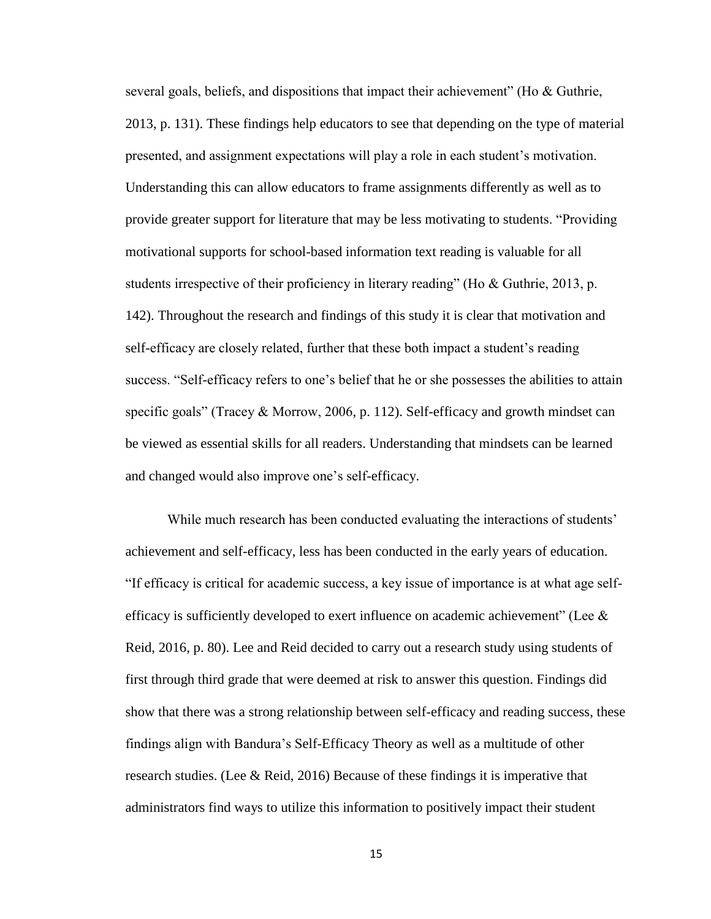several goals, beliefs, and dispositions that impact their achievement" (Ho & Guthrie, 2013, p. 131). These findings help educators to see that depending on the type of material presented, and assignment expectations will play a role in each student's motivation. Understanding this can allow educators to frame assignments differently as well as to provide greater support for literature that may be less motivating to students. "Providing motivational supports for school-based information text reading is valuable for all students irrespective of their proficiency in literary reading" (Ho & Guthrie, 2013, p. 142). Throughout the research and findings of this study it is clear that motivation and self-efficacy are closely related, further that these both impact a student's reading success. "Self-efficacy refers to one's belief that he or she possesses the abilities to attain specific goals" (Tracey & Morrow, 2006, p. 112). Self-efficacy and growth mindset can be viewed as essential skills for all readers. Understanding that mindsets can be learned and changed would also improve one's self-efficacy.

While much research has been conducted evaluating the interactions of students' achievement and self-efficacy, less has been conducted in the early years of education. "If efficacy is critical for academic success, a key issue of importance is at what age self-efficacy is sufficiently developed to exert influence on academic achievement" (Lee & Reid, 2016, p. 80). Lee and Reid decided to carry out a research study using students of first through third grade that were deemed at risk to answer this question. Findings did show that there was a strong relationship between self-efficacy and reading success, these findings align with Bandura's Self-Efficacy Theory as well as a multitude of other research studies. (Lee & Reid, 2016) Because of these findings it is imperative that administrators find ways to utilize this information to positively impact their student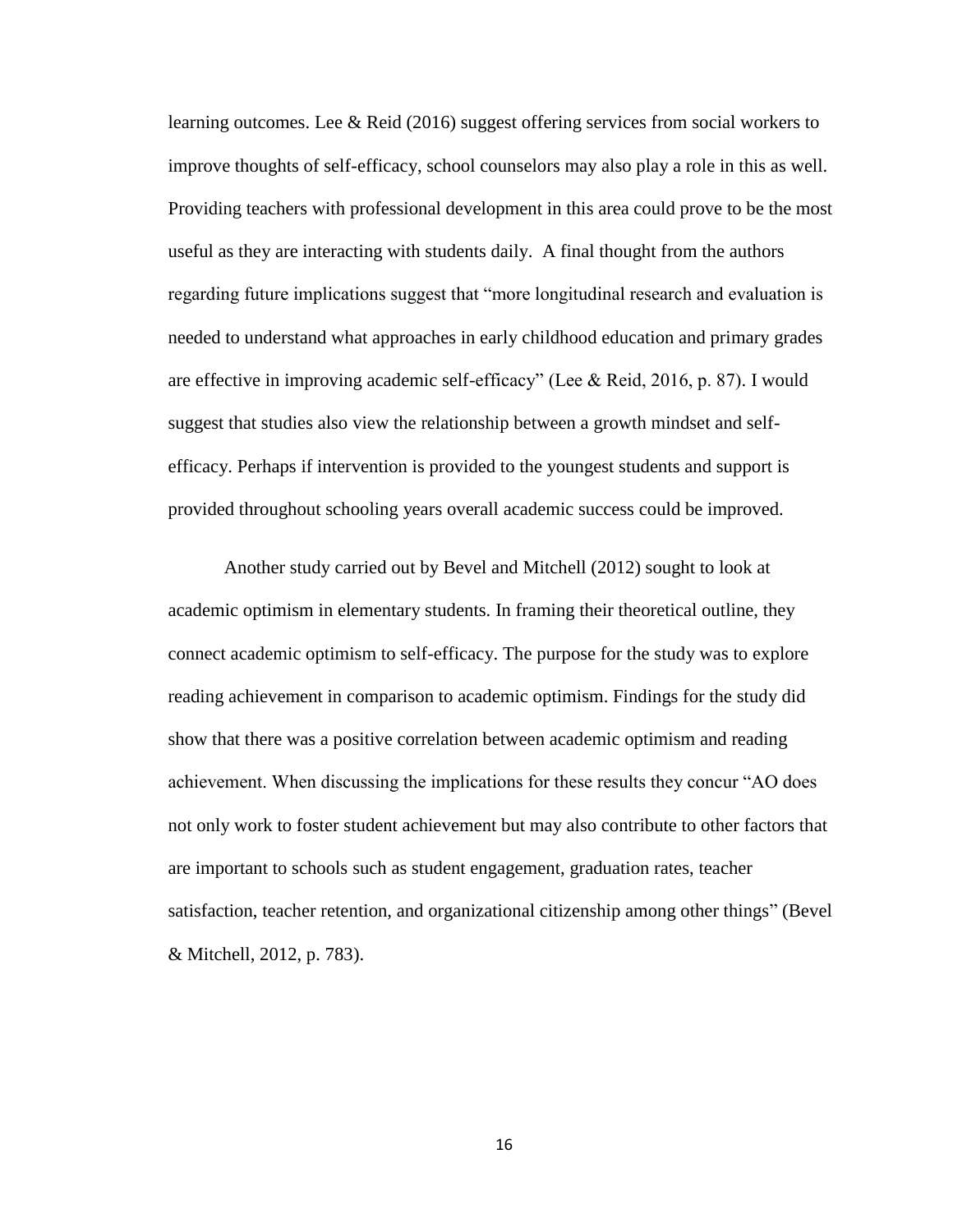learning outcomes. Lee & Reid (2016) suggest offering services from social workers to improve thoughts of self-efficacy, school counselors may also play a role in this as well. Providing teachers with professional development in this area could prove to be the most useful as they are interacting with students daily. A final thought from the authors regarding future implications suggest that "more longitudinal research and evaluation is needed to understand what approaches in early childhood education and primary grades are effective in improving academic self-efficacy" (Lee & Reid, 2016, p. 87). I would suggest that studies also view the relationship between a growth mindset and self-efficacy. Perhaps if intervention is provided to the youngest students and support is provided throughout schooling years overall academic success could be improved.

Another study carried out by Bevel and Mitchell (2012) sought to look at academic optimism in elementary students. In framing their theoretical outline, they connect academic optimism to self-efficacy. The purpose for the study was to explore reading achievement in comparison to academic optimism. Findings for the study did show that there was a positive correlation between academic optimism and reading achievement. When discussing the implications for these results they concur "AO does not only work to foster student achievement but may also contribute to other factors that are important to schools such as student engagement, graduation rates, teacher satisfaction, teacher retention, and organizational citizenship among other things" (Bevel & Mitchell, 2012, p. 783).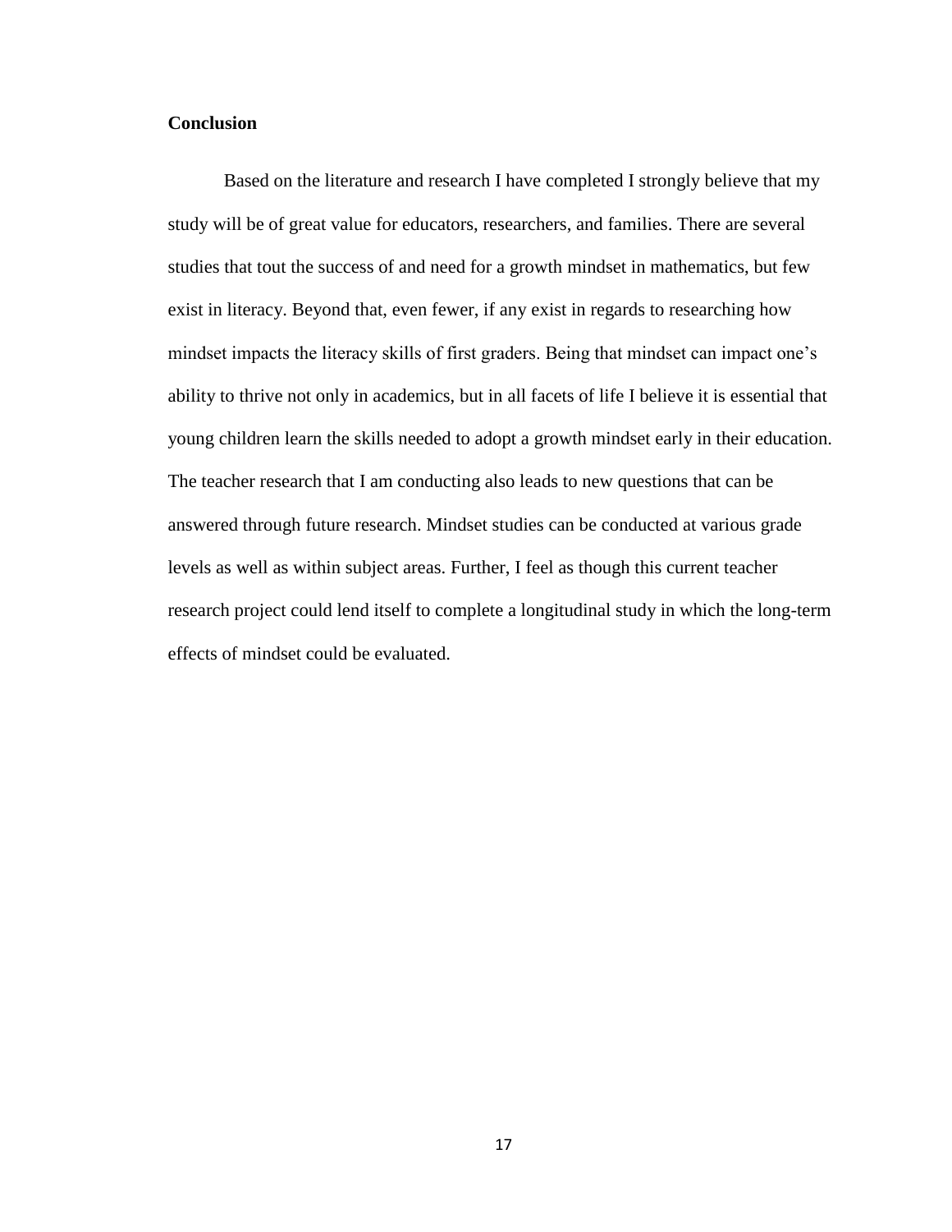**Conclusion**

Based on the literature and research I have completed I strongly believe that my study will be of great value for educators, researchers, and families. There are several studies that tout the success of and need for a growth mindset in mathematics, but few exist in literacy. Beyond that, even fewer, if any exist in regards to researching how mindset impacts the literacy skills of first graders. Being that mindset can impact one's ability to thrive not only in academics, but in all facets of life I believe it is essential that young children learn the skills needed to adopt a growth mindset early in their education. The teacher research that I am conducting also leads to new questions that can be answered through future research. Mindset studies can be conducted at various grade levels as well as within subject areas. Further, I feel as though this current teacher research project could lend itself to complete a longitudinal study in which the long-term effects of mindset could be evaluated.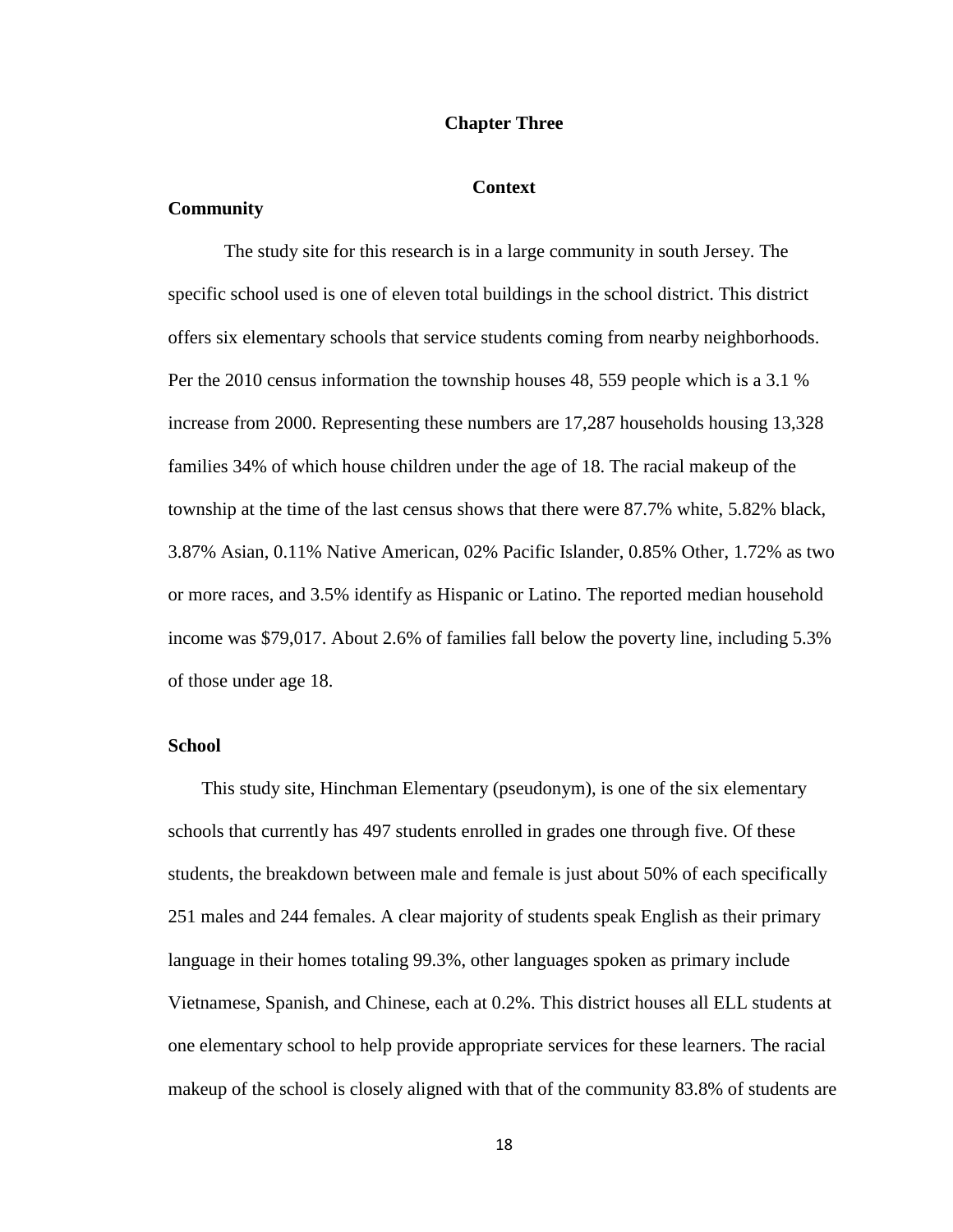# Chapter Three

## Context

### Community

The study site for this research is in a large community in south Jersey. The specific school used is one of eleven total buildings in the school district. This district offers six elementary schools that service students coming from nearby neighborhoods. Per the 2010 census information the township houses 48, 559 people which is a 3.1 % increase from 2000. Representing these numbers are 17,287 households housing 13,328 families 34% of which house children under the age of 18. The racial makeup of the township at the time of the last census shows that there were 87.7% white, 5.82% black, 3.87% Asian, 0.11% Native American, 02% Pacific Islander, 0.85% Other, 1.72% as two or more races, and 3.5% identify as Hispanic or Latino. The reported median household income was $79,017. About 2.6% of families fall below the poverty line, including 5.3% of those under age 18.

### School

This study site, Hinchman Elementary (pseudonym), is one of the six elementary schools that currently has 497 students enrolled in grades one through five. Of these students, the breakdown between male and female is just about 50% of each specifically 251 males and 244 females. A clear majority of students speak English as their primary language in their homes totaling 99.3%, other languages spoken as primary include Vietnamese, Spanish, and Chinese, each at 0.2%. This district houses all ELL students at one elementary school to help provide appropriate services for these learners. The racial makeup of the school is closely aligned with that of the community 83.8% of students are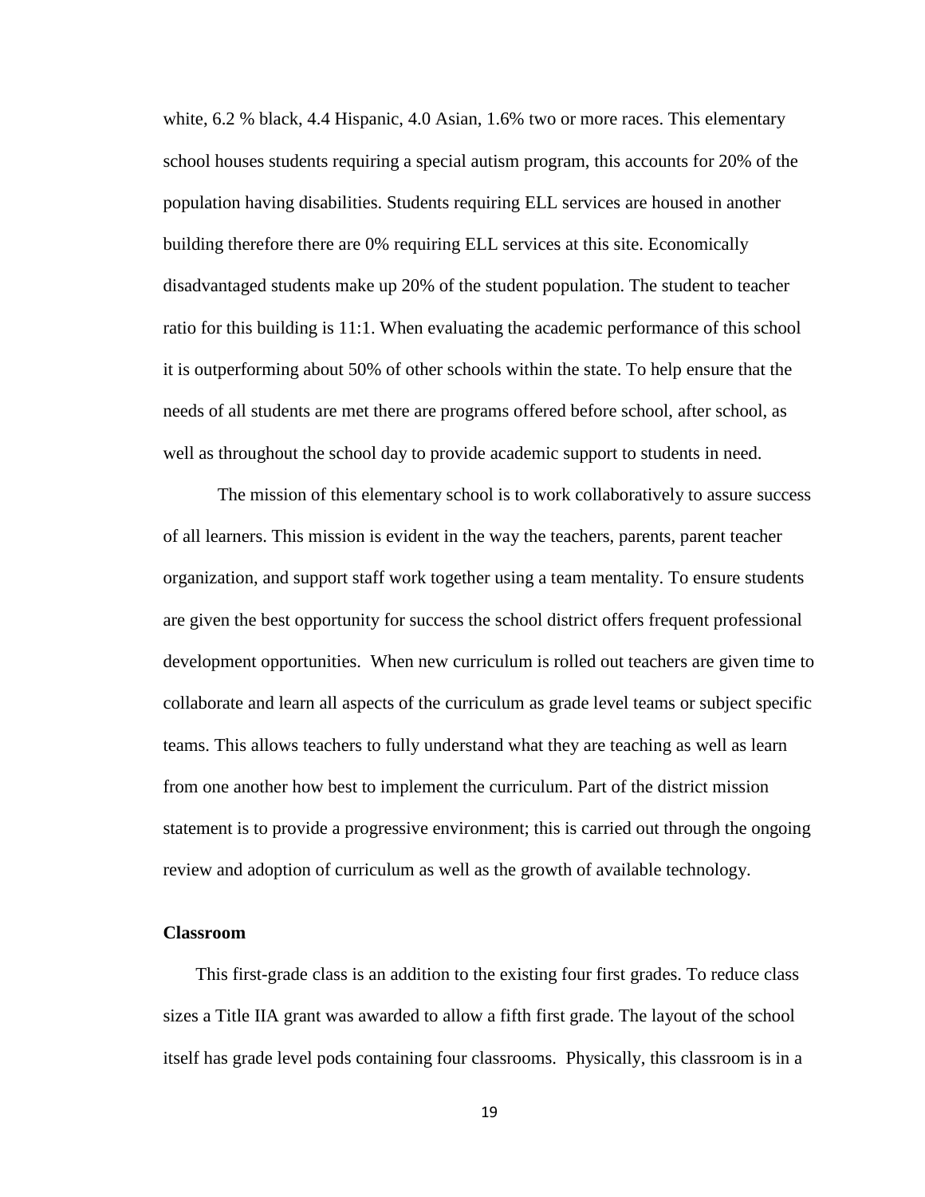white, 6.2 % black, 4.4 Hispanic, 4.0 Asian, 1.6% two or more races. This elementary school houses students requiring a special autism program, this accounts for 20% of the population having disabilities. Students requiring ELL services are housed in another building therefore there are 0% requiring ELL services at this site. Economically disadvantaged students make up 20% of the student population. The student to teacher ratio for this building is 11:1. When evaluating the academic performance of this school it is outperforming about 50% of other schools within the state. To help ensure that the needs of all students are met there are programs offered before school, after school, as well as throughout the school day to provide academic support to students in need.

The mission of this elementary school is to work collaboratively to assure success of all learners. This mission is evident in the way the teachers, parents, parent teacher organization, and support staff work together using a team mentality. To ensure students are given the best opportunity for success the school district offers frequent professional development opportunities. When new curriculum is rolled out teachers are given time to collaborate and learn all aspects of the curriculum as grade level teams or subject specific teams. This allows teachers to fully understand what they are teaching as well as learn from one another how best to implement the curriculum. Part of the district mission statement is to provide a progressive environment; this is carried out through the ongoing review and adoption of curriculum as well as the growth of available technology.

**Classroom**

This first-grade class is an addition to the existing four first grades. To reduce class sizes a Title IIA grant was awarded to allow a fifth first grade. The layout of the school itself has grade level pods containing four classrooms. Physically, this classroom is in a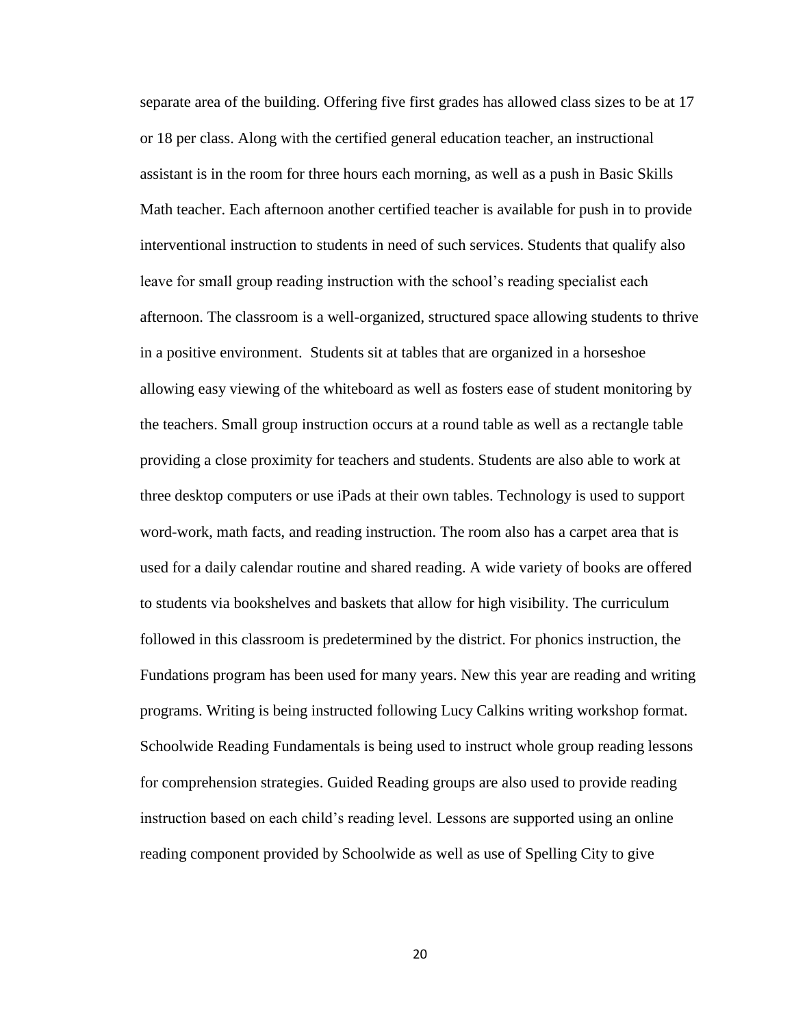separate area of the building. Offering five first grades has allowed class sizes to be at 17 or 18 per class. Along with the certified general education teacher, an instructional assistant is in the room for three hours each morning, as well as a push in Basic Skills Math teacher. Each afternoon another certified teacher is available for push in to provide interventional instruction to students in need of such services. Students that qualify also leave for small group reading instruction with the school's reading specialist each afternoon. The classroom is a well-organized, structured space allowing students to thrive in a positive environment. Students sit at tables that are organized in a horseshoe allowing easy viewing of the whiteboard as well as fosters ease of student monitoring by the teachers. Small group instruction occurs at a round table as well as a rectangle table providing a close proximity for teachers and students. Students are also able to work at three desktop computers or use iPads at their own tables. Technology is used to support word-work, math facts, and reading instruction. The room also has a carpet area that is used for a daily calendar routine and shared reading. A wide variety of books are offered to students via bookshelves and baskets that allow for high visibility. The curriculum followed in this classroom is predetermined by the district. For phonics instruction, the Fundations program has been used for many years. New this year are reading and writing programs. Writing is being instructed following Lucy Calkins writing workshop format. Schoolwide Reading Fundamentals is being used to instruct whole group reading lessons for comprehension strategies. Guided Reading groups are also used to provide reading instruction based on each child's reading level. Lessons are supported using an online reading component provided by Schoolwide as well as use of Spelling City to give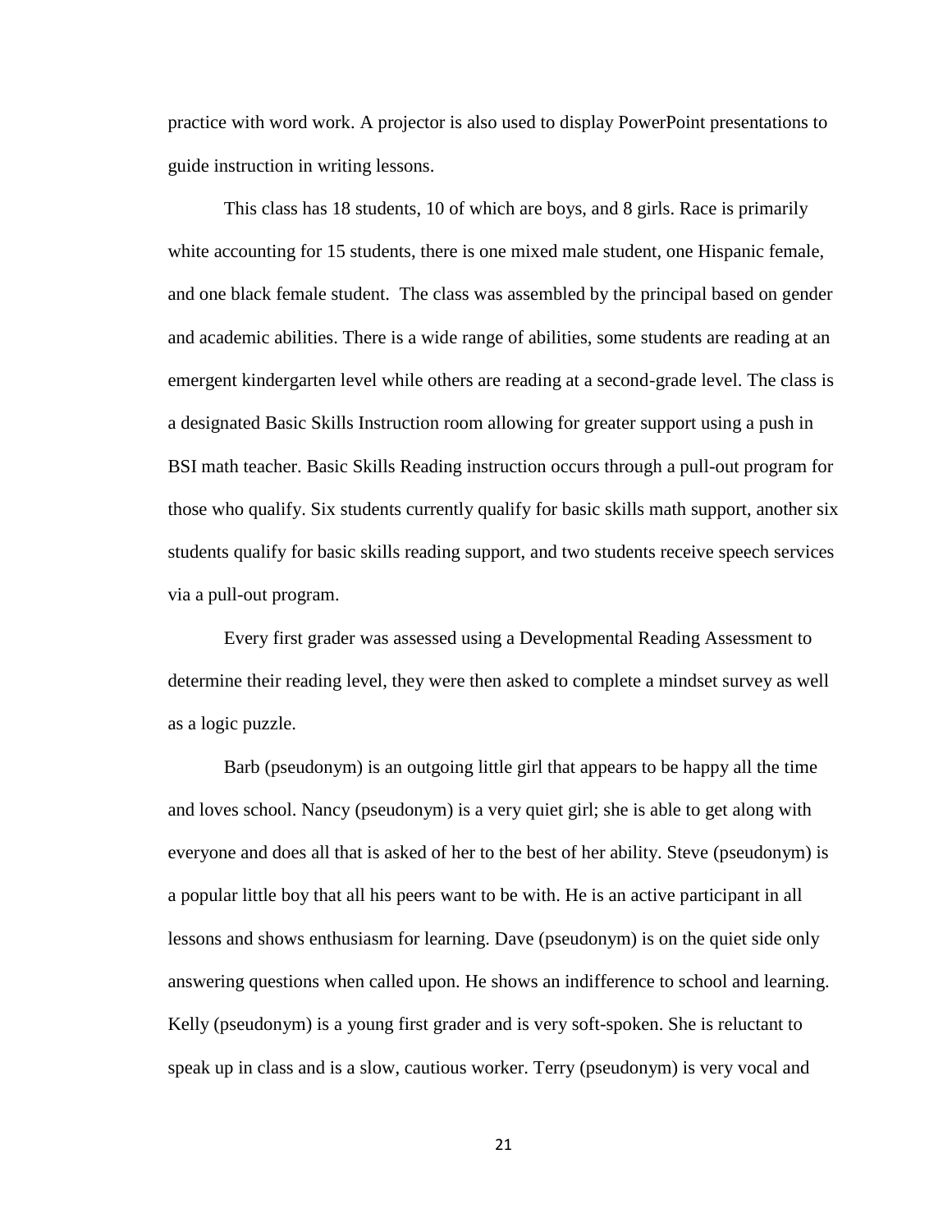practice with word work. A projector is also used to display PowerPoint presentations to guide instruction in writing lessons.

This class has 18 students, 10 of which are boys, and 8 girls. Race is primarily white accounting for 15 students, there is one mixed male student, one Hispanic female, and one black female student.  The class was assembled by the principal based on gender and academic abilities. There is a wide range of abilities, some students are reading at an emergent kindergarten level while others are reading at a second-grade level. The class is a designated Basic Skills Instruction room allowing for greater support using a push in BSI math teacher. Basic Skills Reading instruction occurs through a pull-out program for those who qualify. Six students currently qualify for basic skills math support, another six students qualify for basic skills reading support, and two students receive speech services via a pull-out program.

Every first grader was assessed using a Developmental Reading Assessment to determine their reading level, they were then asked to complete a mindset survey as well as a logic puzzle.

Barb (pseudonym) is an outgoing little girl that appears to be happy all the time and loves school. Nancy (pseudonym) is a very quiet girl; she is able to get along with everyone and does all that is asked of her to the best of her ability. Steve (pseudonym) is a popular little boy that all his peers want to be with. He is an active participant in all lessons and shows enthusiasm for learning. Dave (pseudonym) is on the quiet side only answering questions when called upon. He shows an indifference to school and learning. Kelly (pseudonym) is a young first grader and is very soft-spoken. She is reluctant to speak up in class and is a slow, cautious worker. Terry (pseudonym) is very vocal and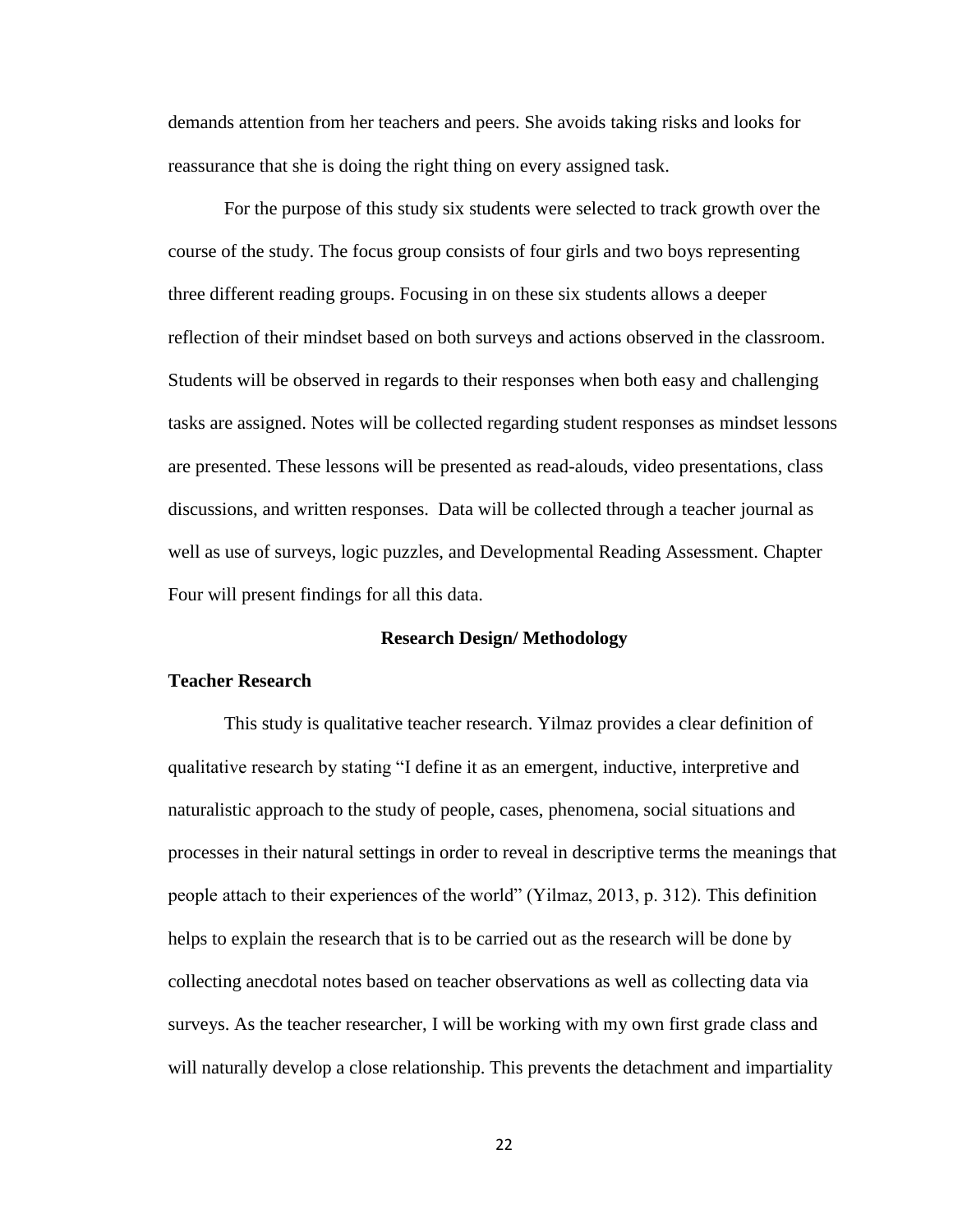demands attention from her teachers and peers. She avoids taking risks and looks for reassurance that she is doing the right thing on every assigned task.

For the purpose of this study six students were selected to track growth over the course of the study. The focus group consists of four girls and two boys representing three different reading groups. Focusing in on these six students allows a deeper reflection of their mindset based on both surveys and actions observed in the classroom. Students will be observed in regards to their responses when both easy and challenging tasks are assigned. Notes will be collected regarding student responses as mindset lessons are presented. These lessons will be presented as read-alouds, video presentations, class discussions, and written responses. Data will be collected through a teacher journal as well as use of surveys, logic puzzles, and Developmental Reading Assessment. Chapter Four will present findings for all this data.

## Research Design/ Methodology

### Teacher Research

This study is qualitative teacher research. Yilmaz provides a clear definition of qualitative research by stating "I define it as an emergent, inductive, interpretive and naturalistic approach to the study of people, cases, phenomena, social situations and processes in their natural settings in order to reveal in descriptive terms the meanings that people attach to their experiences of the world" (Yilmaz, 2013, p. 312). This definition helps to explain the research that is to be carried out as the research will be done by collecting anecdotal notes based on teacher observations as well as collecting data via surveys. As the teacher researcher, I will be working with my own first grade class and will naturally develop a close relationship. This prevents the detachment and impartiality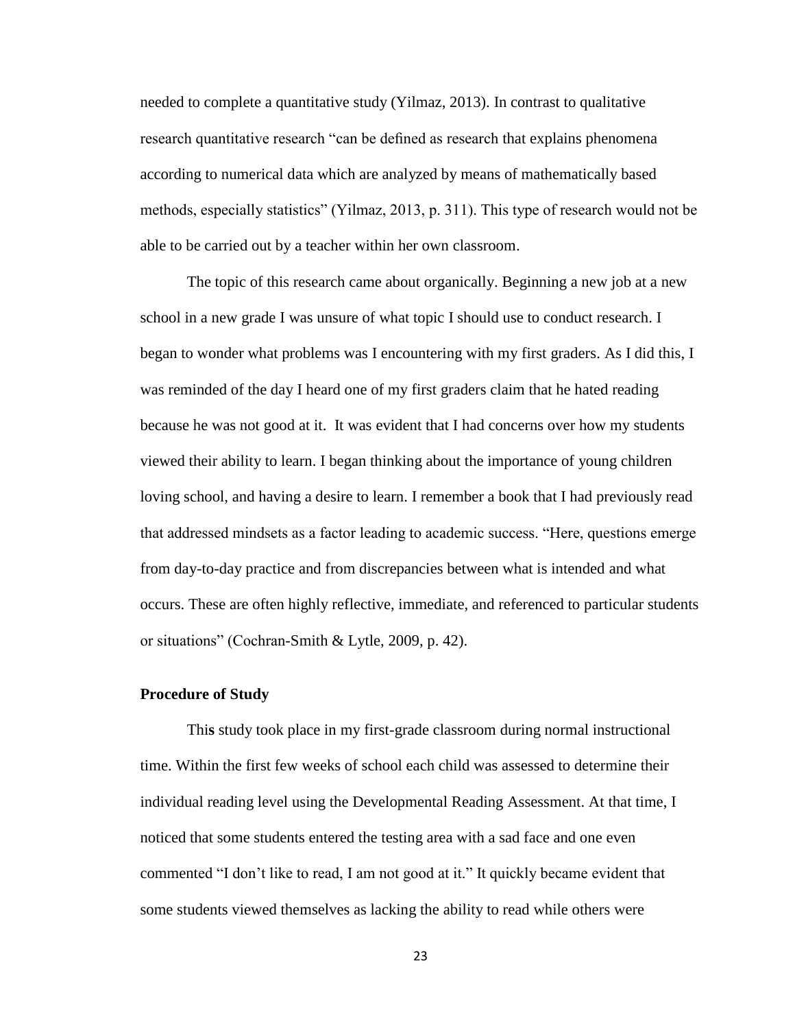needed to complete a quantitative study (Yilmaz, 2013). In contrast to qualitative research quantitative research "can be defined as research that explains phenomena according to numerical data which are analyzed by means of mathematically based methods, especially statistics" (Yilmaz, 2013, p. 311). This type of research would not be able to be carried out by a teacher within her own classroom.

The topic of this research came about organically. Beginning a new job at a new school in a new grade I was unsure of what topic I should use to conduct research. I began to wonder what problems was I encountering with my first graders. As I did this, I was reminded of the day I heard one of my first graders claim that he hated reading because he was not good at it. It was evident that I had concerns over how my students viewed their ability to learn. I began thinking about the importance of young children loving school, and having a desire to learn. I remember a book that I had previously read that addressed mindsets as a factor leading to academic success. "Here, questions emerge from day-to-day practice and from discrepancies between what is intended and what occurs. These are often highly reflective, immediate, and referenced to particular students or situations" (Cochran-Smith & Lytle, 2009, p. 42).

### Procedure of Study

This study took place in my first-grade classroom during normal instructional time. Within the first few weeks of school each child was assessed to determine their individual reading level using the Developmental Reading Assessment. At that time, I noticed that some students entered the testing area with a sad face and one even commented "I don't like to read, I am not good at it." It quickly became evident that some students viewed themselves as lacking the ability to read while others were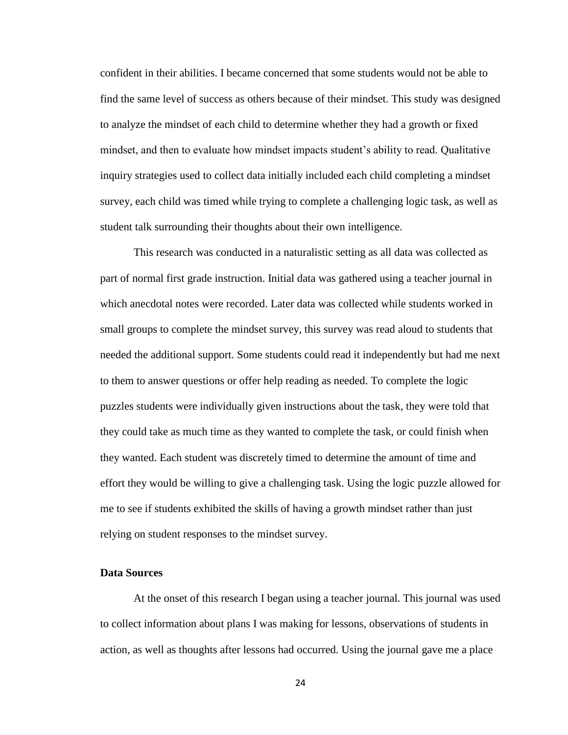confident in their abilities. I became concerned that some students would not be able to find the same level of success as others because of their mindset. This study was designed to analyze the mindset of each child to determine whether they had a growth or fixed mindset, and then to evaluate how mindset impacts student's ability to read. Qualitative inquiry strategies used to collect data initially included each child completing a mindset survey, each child was timed while trying to complete a challenging logic task, as well as student talk surrounding their thoughts about their own intelligence.

This research was conducted in a naturalistic setting as all data was collected as part of normal first grade instruction. Initial data was gathered using a teacher journal in which anecdotal notes were recorded. Later data was collected while students worked in small groups to complete the mindset survey, this survey was read aloud to students that needed the additional support. Some students could read it independently but had me next to them to answer questions or offer help reading as needed. To complete the logic puzzles students were individually given instructions about the task, they were told that they could take as much time as they wanted to complete the task, or could finish when they wanted. Each student was discretely timed to determine the amount of time and effort they would be willing to give a challenging task. Using the logic puzzle allowed for me to see if students exhibited the skills of having a growth mindset rather than just relying on student responses to the mindset survey.

**Data Sources**

At the onset of this research I began using a teacher journal. This journal was used to collect information about plans I was making for lessons, observations of students in action, as well as thoughts after lessons had occurred. Using the journal gave me a place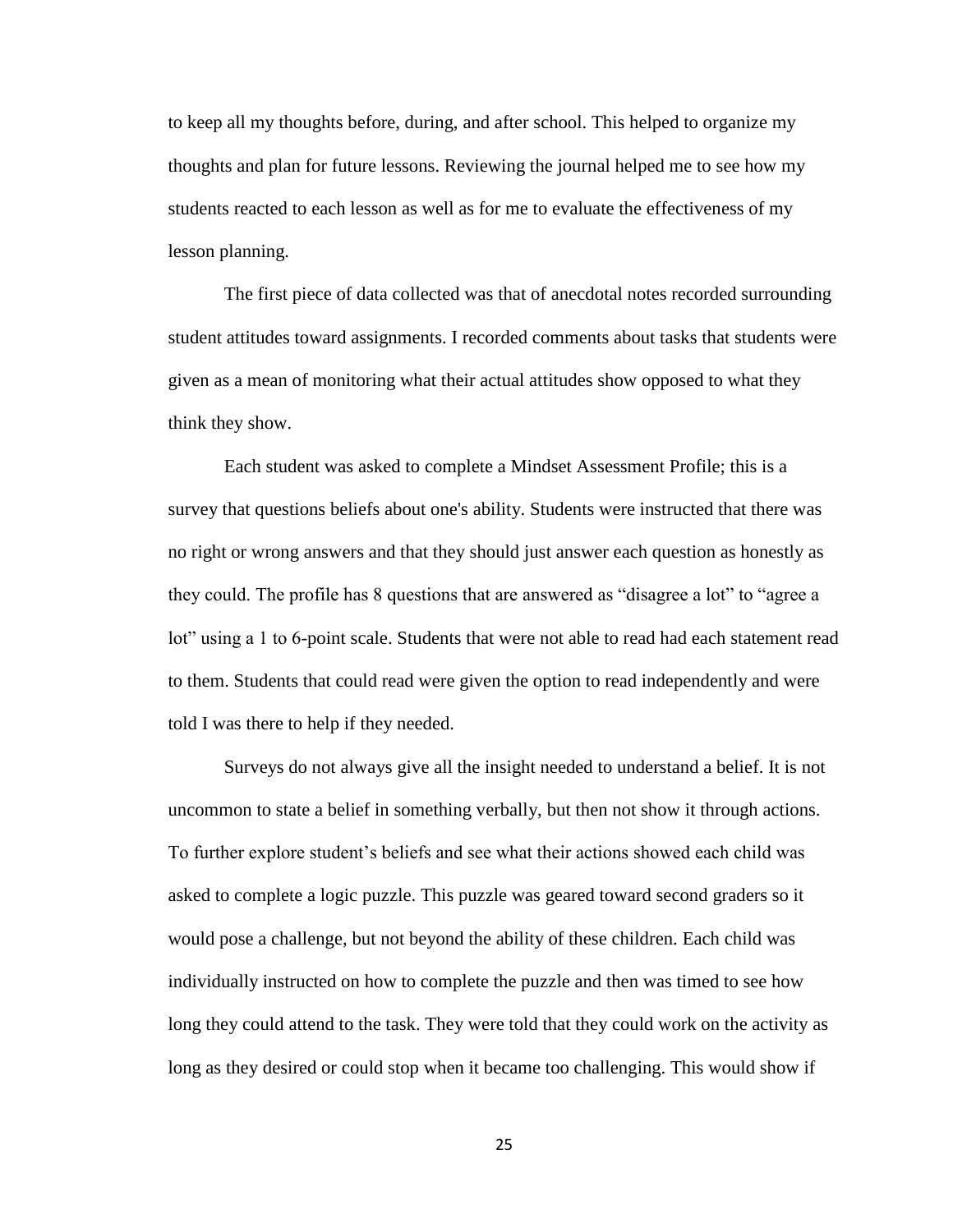to keep all my thoughts before, during, and after school. This helped to organize my thoughts and plan for future lessons. Reviewing the journal helped me to see how my students reacted to each lesson as well as for me to evaluate the effectiveness of my lesson planning.

The first piece of data collected was that of anecdotal notes recorded surrounding student attitudes toward assignments. I recorded comments about tasks that students were given as a mean of monitoring what their actual attitudes show opposed to what they think they show.

Each student was asked to complete a Mindset Assessment Profile; this is a survey that questions beliefs about one's ability. Students were instructed that there was no right or wrong answers and that they should just answer each question as honestly as they could. The profile has 8 questions that are answered as "disagree a lot" to "agree a lot" using a 1 to 6-point scale. Students that were not able to read had each statement read to them. Students that could read were given the option to read independently and were told I was there to help if they needed.

Surveys do not always give all the insight needed to understand a belief. It is not uncommon to state a belief in something verbally, but then not show it through actions. To further explore student's beliefs and see what their actions showed each child was asked to complete a logic puzzle. This puzzle was geared toward second graders so it would pose a challenge, but not beyond the ability of these children. Each child was individually instructed on how to complete the puzzle and then was timed to see how long they could attend to the task. They were told that they could work on the activity as long as they desired or could stop when it became too challenging. This would show if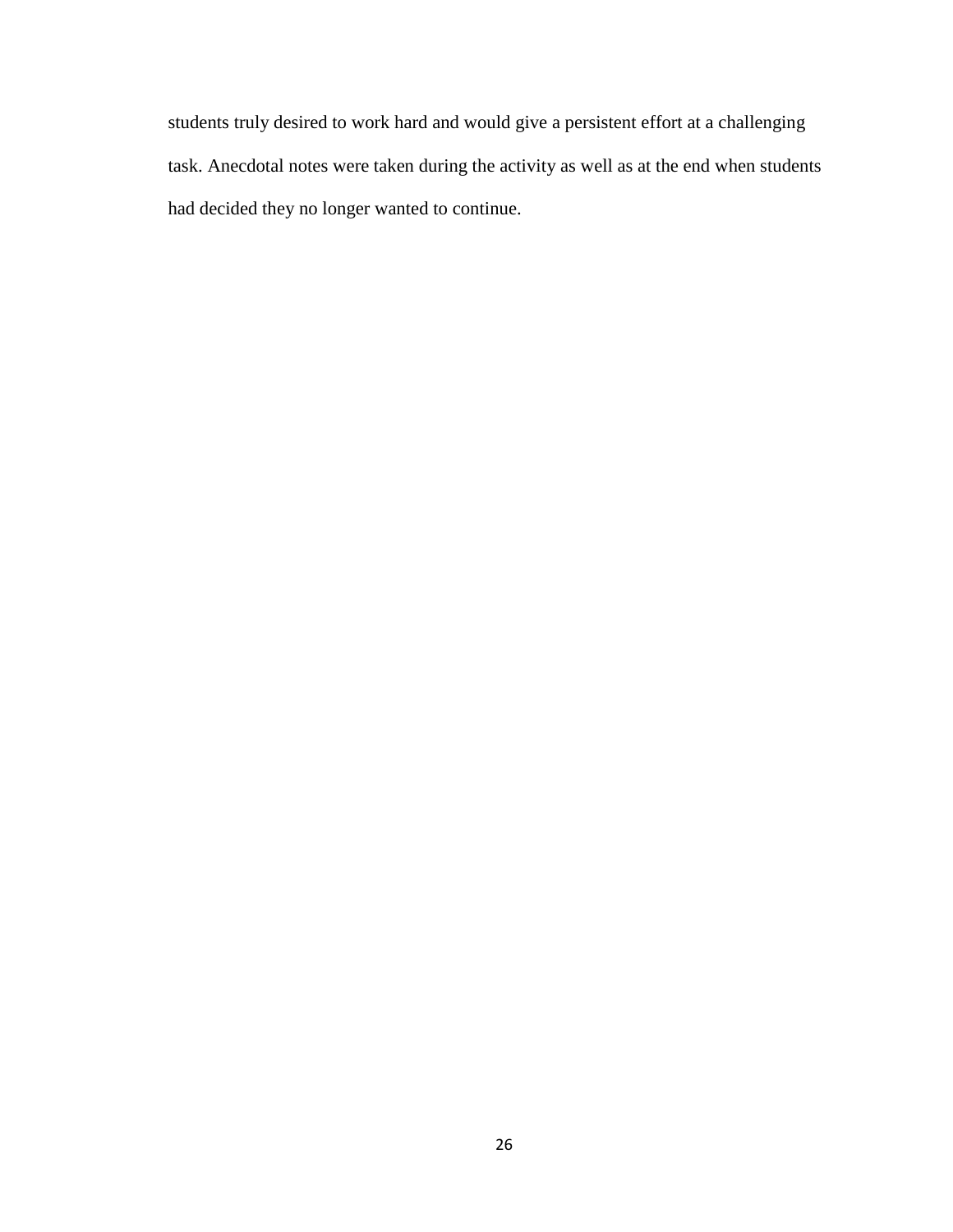students truly desired to work hard and would give a persistent effort at a challenging task. Anecdotal notes were taken during the activity as well as at the end when students had decided they no longer wanted to continue.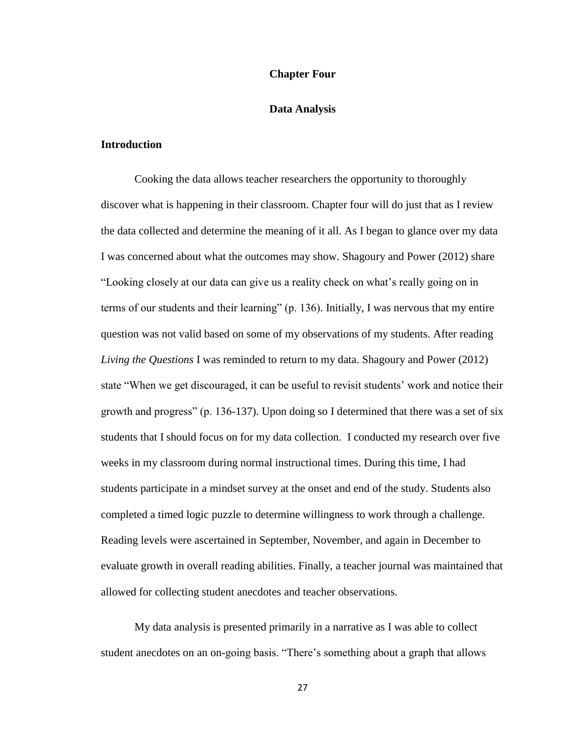# Chapter Four

## Data Analysis

### Introduction

Cooking the data allows teacher researchers the opportunity to thoroughly discover what is happening in their classroom. Chapter four will do just that as I review the data collected and determine the meaning of it all. As I began to glance over my data I was concerned about what the outcomes may show. Shagoury and Power (2012) share "Looking closely at our data can give us a reality check on what's really going on in terms of our students and their learning" (p. 136). Initially, I was nervous that my entire question was not valid based on some of my observations of my students. After reading *Living the Questions* I was reminded to return to my data. Shagoury and Power (2012) state "When we get discouraged, it can be useful to revisit students' work and notice their growth and progress" (p. 136-137). Upon doing so I determined that there was a set of six students that I should focus on for my data collection. I conducted my research over five weeks in my classroom during normal instructional times. During this time, I had students participate in a mindset survey at the onset and end of the study. Students also completed a timed logic puzzle to determine willingness to work through a challenge. Reading levels were ascertained in September, November, and again in December to evaluate growth in overall reading abilities. Finally, a teacher journal was maintained that allowed for collecting student anecdotes and teacher observations.

My data analysis is presented primarily in a narrative as I was able to collect student anecdotes on an on-going basis. "There's something about a graph that allows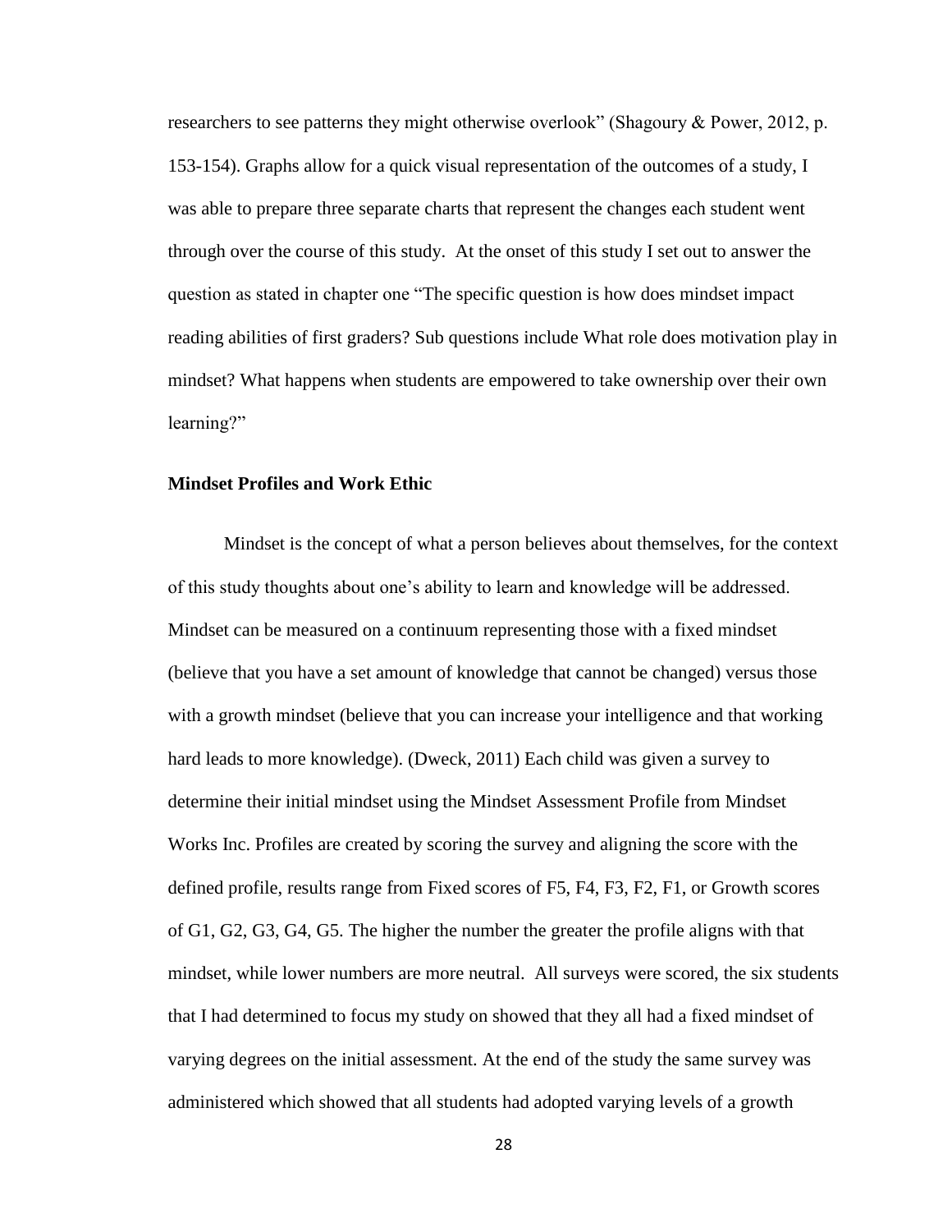researchers to see patterns they might otherwise overlook" (Shagoury & Power, 2012, p. 153-154). Graphs allow for a quick visual representation of the outcomes of a study, I was able to prepare three separate charts that represent the changes each student went through over the course of this study. At the onset of this study I set out to answer the question as stated in chapter one "The specific question is how does mindset impact reading abilities of first graders? Sub questions include What role does motivation play in mindset? What happens when students are empowered to take ownership over their own learning?"

**Mindset Profiles and Work Ethic**

Mindset is the concept of what a person believes about themselves, for the context of this study thoughts about one's ability to learn and knowledge will be addressed. Mindset can be measured on a continuum representing those with a fixed mindset (believe that you have a set amount of knowledge that cannot be changed) versus those with a growth mindset (believe that you can increase your intelligence and that working hard leads to more knowledge). (Dweck, 2011) Each child was given a survey to determine their initial mindset using the Mindset Assessment Profile from Mindset Works Inc. Profiles are created by scoring the survey and aligning the score with the defined profile, results range from Fixed scores of F5, F4, F3, F2, F1, or Growth scores of G1, G2, G3, G4, G5. The higher the number the greater the profile aligns with that mindset, while lower numbers are more neutral. All surveys were scored, the six students that I had determined to focus my study on showed that they all had a fixed mindset of varying degrees on the initial assessment. At the end of the study the same survey was administered which showed that all students had adopted varying levels of a growth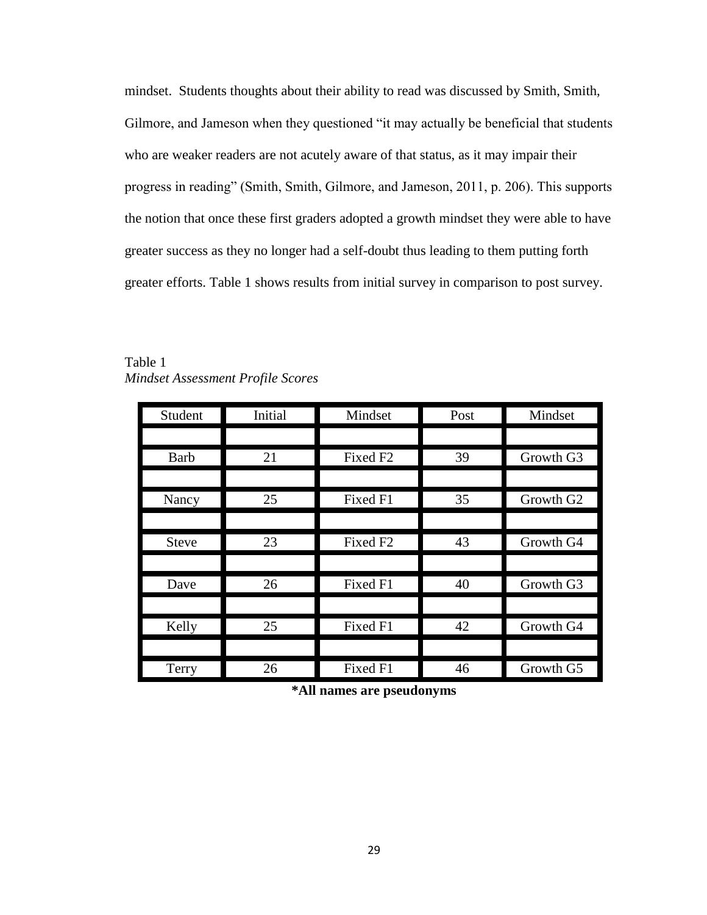mindset. Students thoughts about their ability to read was discussed by Smith, Smith, Gilmore, and Jameson when they questioned "it may actually be beneficial that students who are weaker readers are not acutely aware of that status, as it may impair their progress in reading" (Smith, Smith, Gilmore, and Jameson, 2011, p. 206). This supports the notion that once these first graders adopted a growth mindset they were able to have greater success as they no longer had a self-doubt thus leading to them putting forth greater efforts. Table 1 shows results from initial survey in comparison to post survey.

Table 1
*Mindset Assessment Profile Scores*

| Student | Initial | Mindset | Post | Mindset |
|---|---|---|---|---|
| Barb | 21 | Fixed F2 | 39 | Growth G3 |
| Nancy | 25 | Fixed F1 | 35 | Growth G2 |
| Steve | 23 | Fixed F2 | 43 | Growth G4 |
| Dave | 26 | Fixed F1 | 40 | Growth G3 |
| Kelly | 25 | Fixed F1 | 42 | Growth G4 |
| Terry | 26 | Fixed F1 | 46 | Growth G5 |

**\*All names are pseudonyms**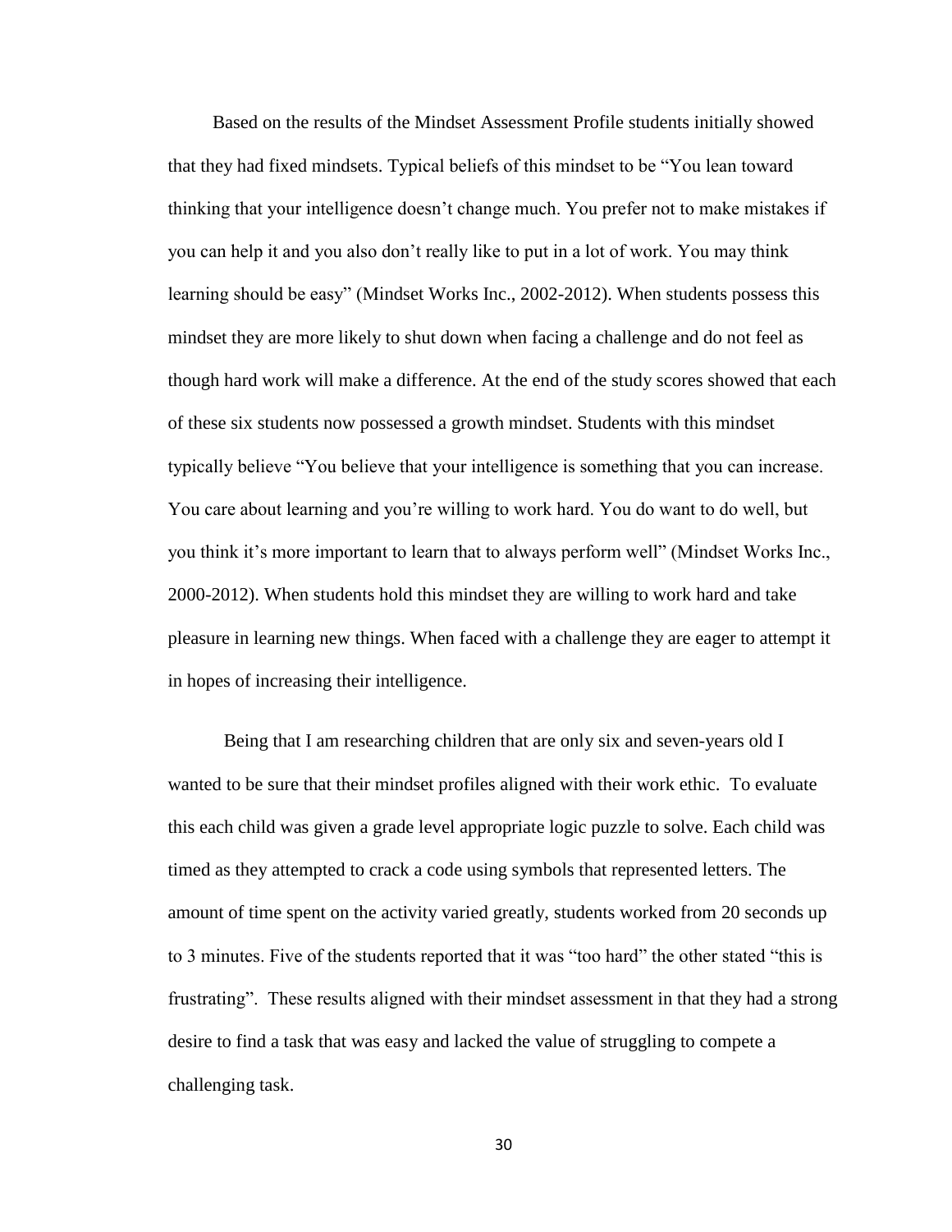Based on the results of the Mindset Assessment Profile students initially showed that they had fixed mindsets. Typical beliefs of this mindset to be "You lean toward thinking that your intelligence doesn't change much. You prefer not to make mistakes if you can help it and you also don't really like to put in a lot of work. You may think learning should be easy" (Mindset Works Inc., 2002-2012). When students possess this mindset they are more likely to shut down when facing a challenge and do not feel as though hard work will make a difference. At the end of the study scores showed that each of these six students now possessed a growth mindset. Students with this mindset typically believe "You believe that your intelligence is something that you can increase. You care about learning and you're willing to work hard. You do want to do well, but you think it's more important to learn that to always perform well" (Mindset Works Inc., 2000-2012). When students hold this mindset they are willing to work hard and take pleasure in learning new things. When faced with a challenge they are eager to attempt it in hopes of increasing their intelligence.

Being that I am researching children that are only six and seven-years old I wanted to be sure that their mindset profiles aligned with their work ethic. To evaluate this each child was given a grade level appropriate logic puzzle to solve. Each child was timed as they attempted to crack a code using symbols that represented letters. The amount of time spent on the activity varied greatly, students worked from 20 seconds up to 3 minutes. Five of the students reported that it was "too hard" the other stated "this is frustrating". These results aligned with their mindset assessment in that they had a strong desire to find a task that was easy and lacked the value of struggling to compete a challenging task.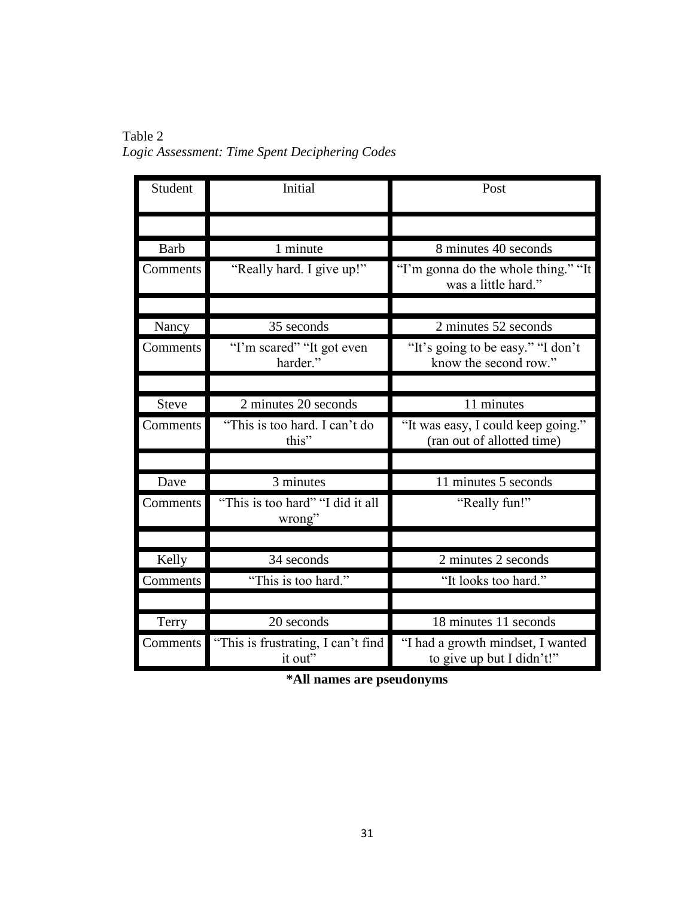Table 2
*Logic Assessment: Time Spent Deciphering Codes*

| Student | Initial | Post |
|---|---|---|
| | | |
| Barb | 1 minute | 8 minutes 40 seconds |
| Comments | "Really hard. I give up!" | "I'm gonna do the whole thing." "It was a little hard." |
| | | |
| Nancy | 35 seconds | 2 minutes 52 seconds |
| Comments | "I'm scared" "It got even harder." | "It's going to be easy." "I don't know the second row." |
| | | |
| Steve | 2 minutes 20 seconds | 11 minutes |
| Comments | "This is too hard. I can't do this" | "It was easy, I could keep going." (ran out of allotted time) |
| | | |
| Dave | 3 minutes | 11 minutes 5 seconds |
| Comments | "This is too hard" "I did it all wrong" | "Really fun!" |
| | | |
| Kelly | 34 seconds | 2 minutes 2 seconds |
| Comments | "This is too hard." | "It looks too hard." |
| | | |
| Terry | 20 seconds | 18 minutes 11 seconds |
| Comments | "This is frustrating, I can't find it out" | "I had a growth mindset, I wanted to give up but I didn't!" |

**\*All names are pseudonyms**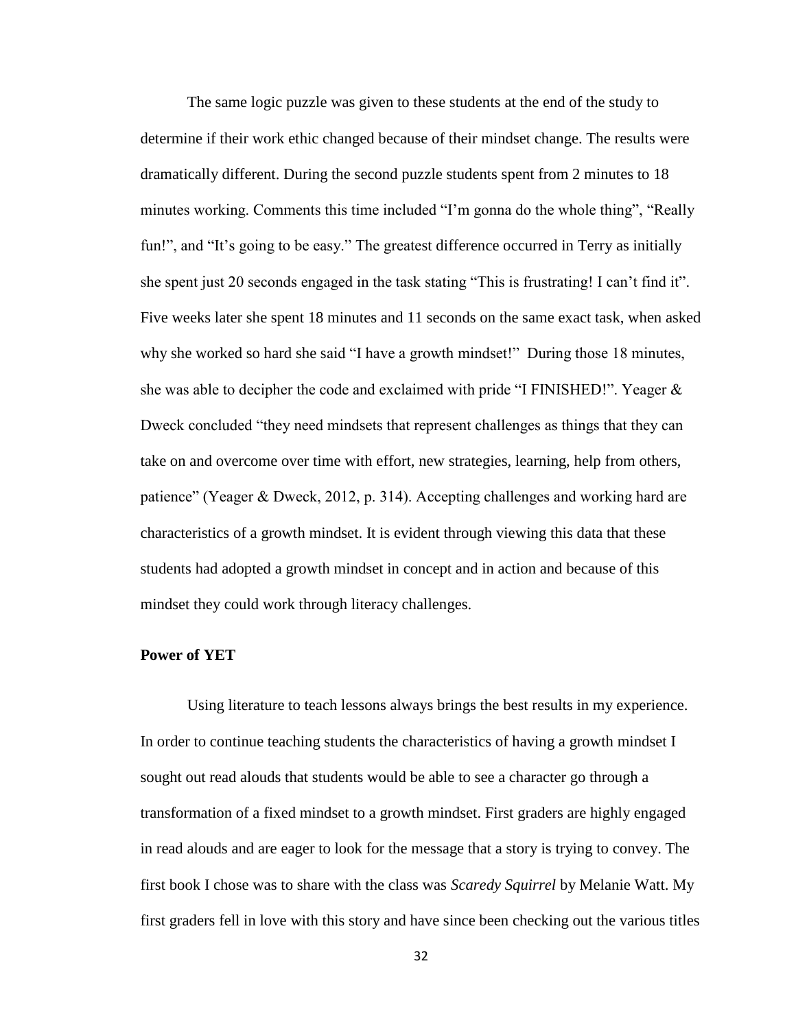The same logic puzzle was given to these students at the end of the study to determine if their work ethic changed because of their mindset change. The results were dramatically different. During the second puzzle students spent from 2 minutes to 18 minutes working. Comments this time included "I'm gonna do the whole thing", "Really fun!", and "It's going to be easy." The greatest difference occurred in Terry as initially she spent just 20 seconds engaged in the task stating "This is frustrating! I can't find it". Five weeks later she spent 18 minutes and 11 seconds on the same exact task, when asked why she worked so hard she said "I have a growth mindset!" During those 18 minutes, she was able to decipher the code and exclaimed with pride "I FINISHED!". Yeager & Dweck concluded "they need mindsets that represent challenges as things that they can take on and overcome over time with effort, new strategies, learning, help from others, patience" (Yeager & Dweck, 2012, p. 314). Accepting challenges and working hard are characteristics of a growth mindset. It is evident through viewing this data that these students had adopted a growth mindset in concept and in action and because of this mindset they could work through literacy challenges.

**Power of YET**

Using literature to teach lessons always brings the best results in my experience. In order to continue teaching students the characteristics of having a growth mindset I sought out read alouds that students would be able to see a character go through a transformation of a fixed mindset to a growth mindset. First graders are highly engaged in read alouds and are eager to look for the message that a story is trying to convey. The first book I chose was to share with the class was *Scaredy Squirrel* by Melanie Watt. My first graders fell in love with this story and have since been checking out the various titles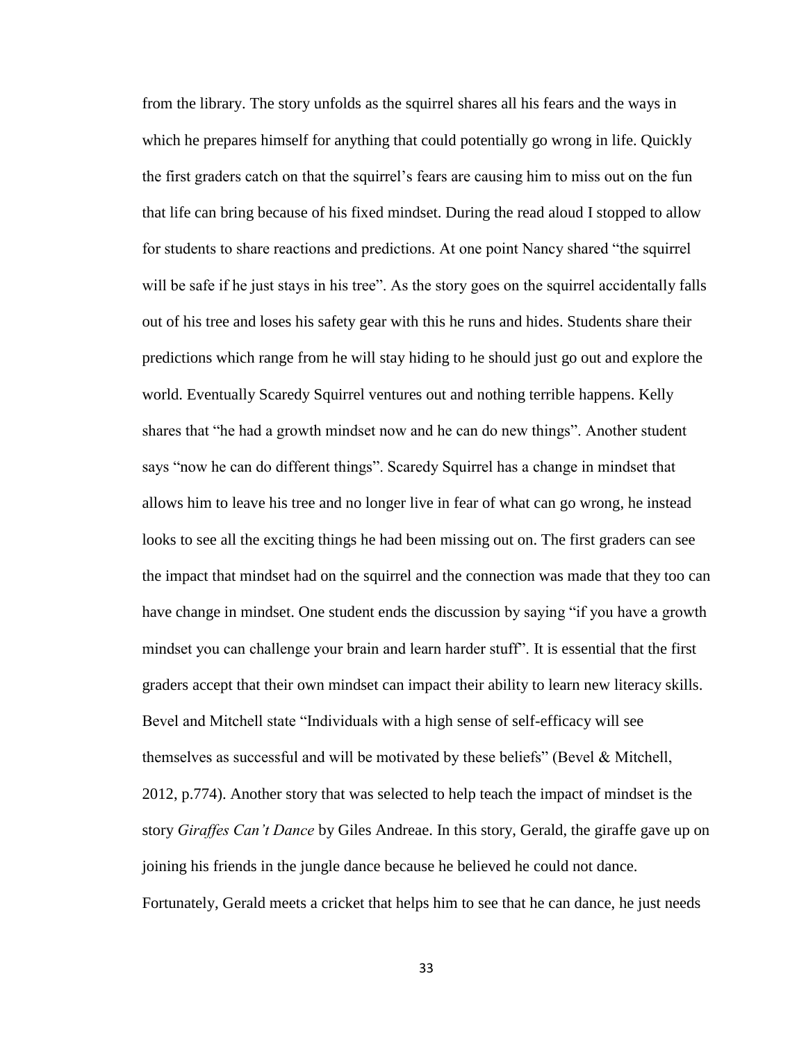from the library. The story unfolds as the squirrel shares all his fears and the ways in which he prepares himself for anything that could potentially go wrong in life. Quickly the first graders catch on that the squirrel's fears are causing him to miss out on the fun that life can bring because of his fixed mindset. During the read aloud I stopped to allow for students to share reactions and predictions. At one point Nancy shared "the squirrel will be safe if he just stays in his tree". As the story goes on the squirrel accidentally falls out of his tree and loses his safety gear with this he runs and hides. Students share their predictions which range from he will stay hiding to he should just go out and explore the world. Eventually Scaredy Squirrel ventures out and nothing terrible happens. Kelly shares that "he had a growth mindset now and he can do new things". Another student says "now he can do different things". Scaredy Squirrel has a change in mindset that allows him to leave his tree and no longer live in fear of what can go wrong, he instead looks to see all the exciting things he had been missing out on. The first graders can see the impact that mindset had on the squirrel and the connection was made that they too can have change in mindset. One student ends the discussion by saying "if you have a growth mindset you can challenge your brain and learn harder stuff". It is essential that the first graders accept that their own mindset can impact their ability to learn new literacy skills. Bevel and Mitchell state "Individuals with a high sense of self-efficacy will see themselves as successful and will be motivated by these beliefs" (Bevel & Mitchell, 2012, p.774). Another story that was selected to help teach the impact of mindset is the story *Giraffes Can't Dance* by Giles Andreae. In this story, Gerald, the giraffe gave up on joining his friends in the jungle dance because he believed he could not dance. Fortunately, Gerald meets a cricket that helps him to see that he can dance, he just needs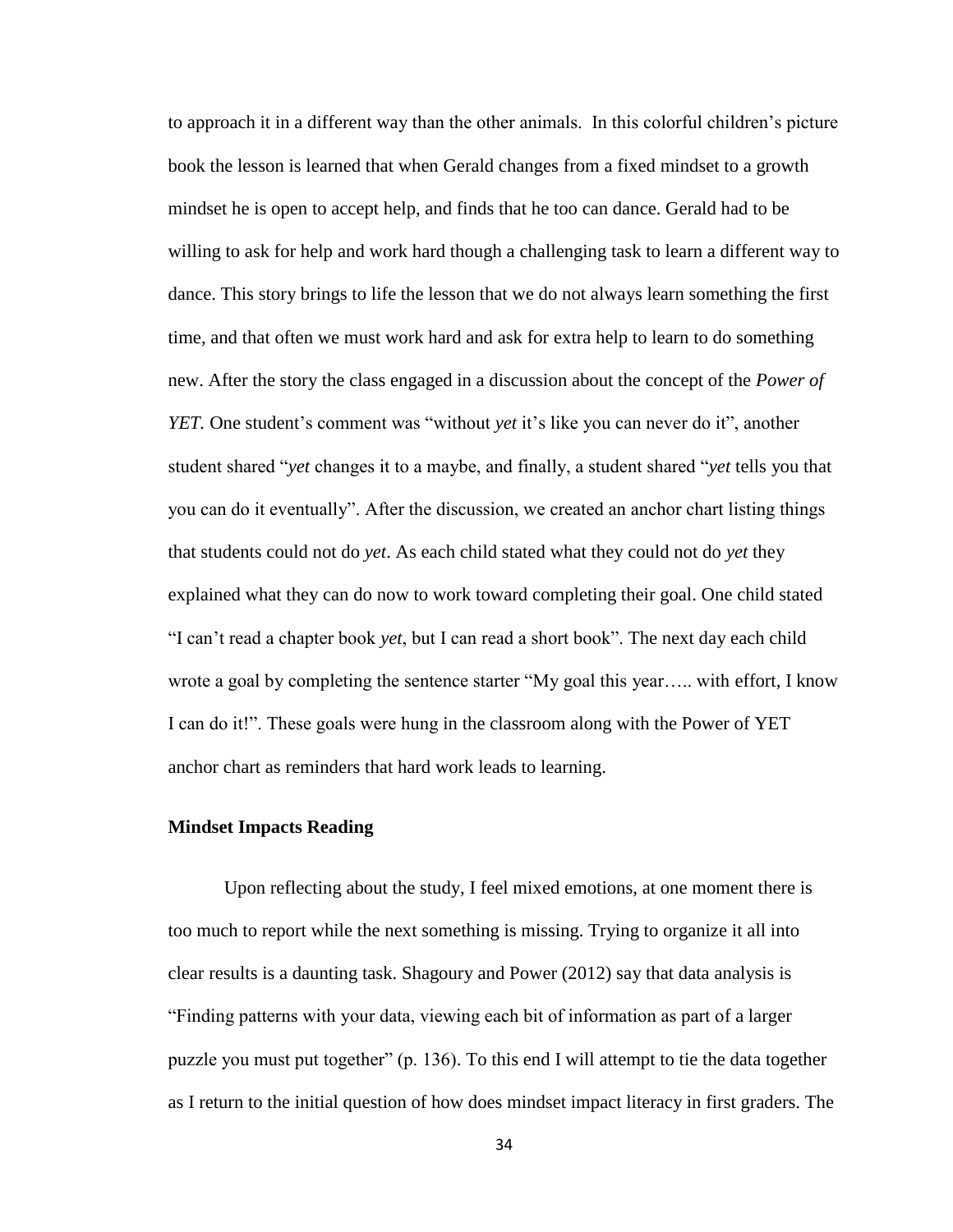to approach it in a different way than the other animals. In this colorful children's picture book the lesson is learned that when Gerald changes from a fixed mindset to a growth mindset he is open to accept help, and finds that he too can dance. Gerald had to be willing to ask for help and work hard though a challenging task to learn a different way to dance. This story brings to life the lesson that we do not always learn something the first time, and that often we must work hard and ask for extra help to learn to do something new. After the story the class engaged in a discussion about the concept of the *Power of YET*. One student's comment was "without *yet* it's like you can never do it", another student shared "*yet* changes it to a maybe, and finally, a student shared "*yet* tells you that you can do it eventually". After the discussion, we created an anchor chart listing things that students could not do *yet*. As each child stated what they could not do *yet* they explained what they can do now to work toward completing their goal. One child stated "I can't read a chapter book *yet*, but I can read a short book". The next day each child wrote a goal by completing the sentence starter "My goal this year….. with effort, I know I can do it!". These goals were hung in the classroom along with the Power of YET anchor chart as reminders that hard work leads to learning.

**Mindset Impacts Reading**

Upon reflecting about the study, I feel mixed emotions, at one moment there is too much to report while the next something is missing. Trying to organize it all into clear results is a daunting task. Shagoury and Power (2012) say that data analysis is "Finding patterns with your data, viewing each bit of information as part of a larger puzzle you must put together" (p. 136). To this end I will attempt to tie the data together as I return to the initial question of how does mindset impact literacy in first graders. The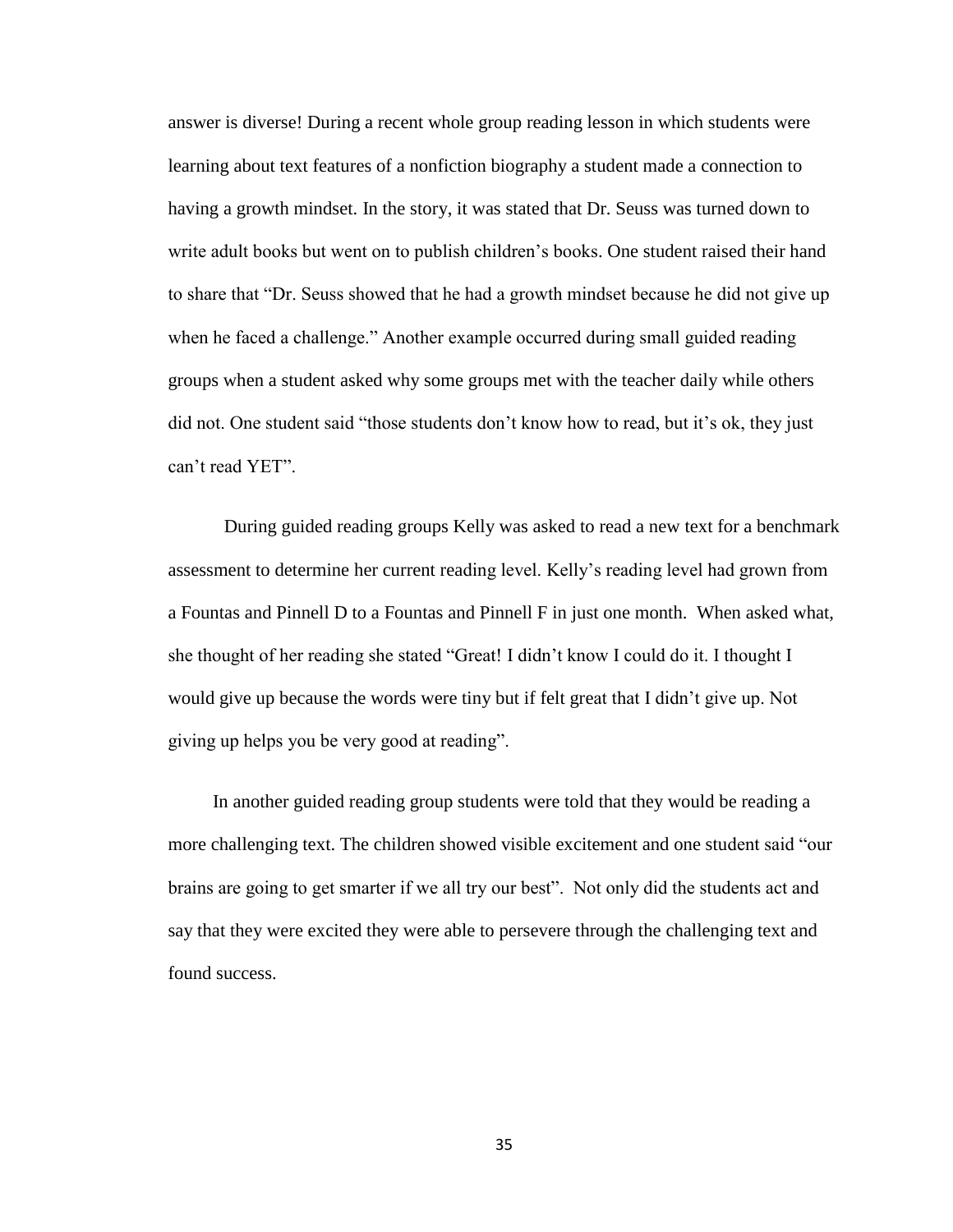answer is diverse! During a recent whole group reading lesson in which students were learning about text features of a nonfiction biography a student made a connection to having a growth mindset. In the story, it was stated that Dr. Seuss was turned down to write adult books but went on to publish children's books. One student raised their hand to share that "Dr. Seuss showed that he had a growth mindset because he did not give up when he faced a challenge." Another example occurred during small guided reading groups when a student asked why some groups met with the teacher daily while others did not. One student said "those students don't know how to read, but it's ok, they just can't read YET".

During guided reading groups Kelly was asked to read a new text for a benchmark assessment to determine her current reading level. Kelly's reading level had grown from a Fountas and Pinnell D to a Fountas and Pinnell F in just one month. When asked what, she thought of her reading she stated "Great! I didn't know I could do it. I thought I would give up because the words were tiny but if felt great that I didn't give up. Not giving up helps you be very good at reading".

In another guided reading group students were told that they would be reading a more challenging text. The children showed visible excitement and one student said "our brains are going to get smarter if we all try our best". Not only did the students act and say that they were excited they were able to persevere through the challenging text and found success.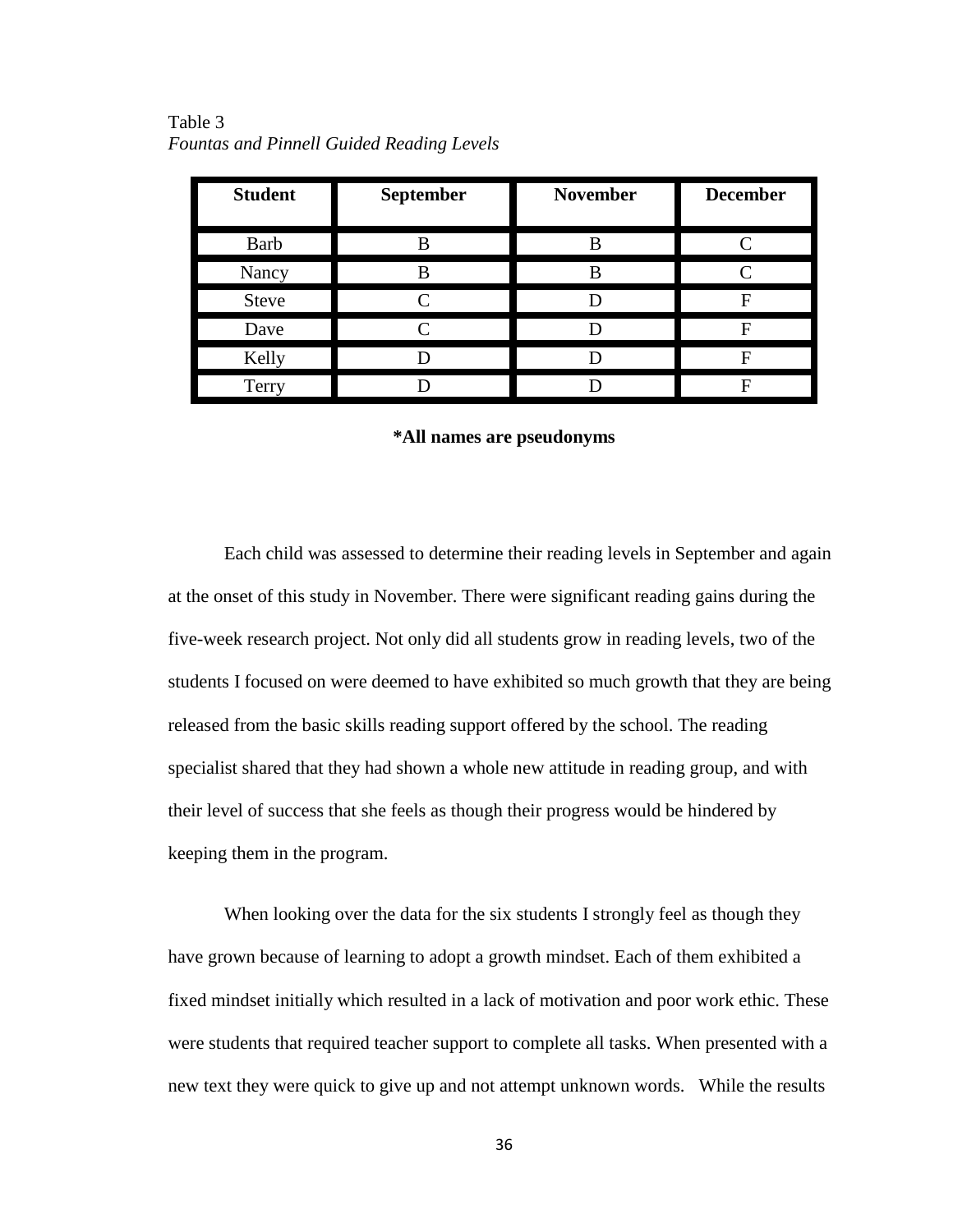Table 3

*Fountas and Pinnell Guided Reading Levels*

| Student | September | November | December |
|---|---|---|---|
| Barb | B | B | C |
| Nancy | B | B | C |
| Steve | C | D | F |
| Dave | C | D | F |
| Kelly | D | D | F |
| Terry | D | D | F |

**\*All names are pseudonyms**

Each child was assessed to determine their reading levels in September and again at the onset of this study in November. There were significant reading gains during the five-week research project. Not only did all students grow in reading levels, two of the students I focused on were deemed to have exhibited so much growth that they are being released from the basic skills reading support offered by the school. The reading specialist shared that they had shown a whole new attitude in reading group, and with their level of success that she feels as though their progress would be hindered by keeping them in the program.

When looking over the data for the six students I strongly feel as though they have grown because of learning to adopt a growth mindset. Each of them exhibited a fixed mindset initially which resulted in a lack of motivation and poor work ethic. These were students that required teacher support to complete all tasks. When presented with a new text they were quick to give up and not attempt unknown words. While the results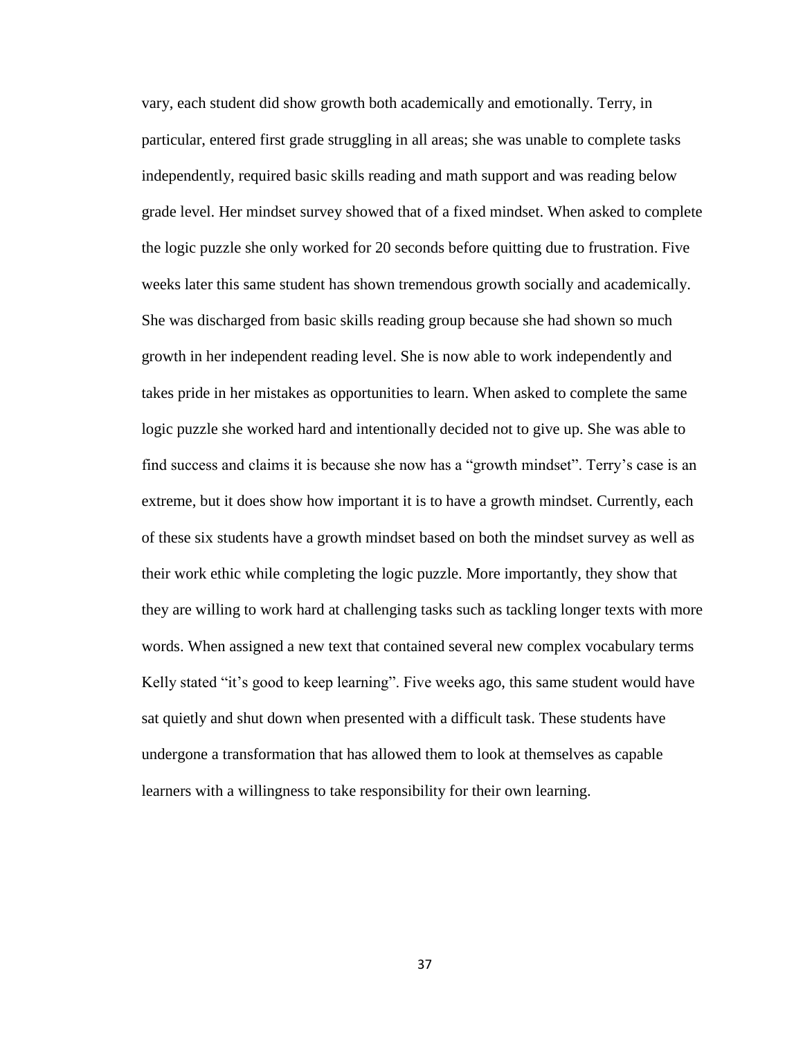vary, each student did show growth both academically and emotionally. Terry, in particular, entered first grade struggling in all areas; she was unable to complete tasks independently, required basic skills reading and math support and was reading below grade level. Her mindset survey showed that of a fixed mindset. When asked to complete the logic puzzle she only worked for 20 seconds before quitting due to frustration. Five weeks later this same student has shown tremendous growth socially and academically. She was discharged from basic skills reading group because she had shown so much growth in her independent reading level. She is now able to work independently and takes pride in her mistakes as opportunities to learn. When asked to complete the same logic puzzle she worked hard and intentionally decided not to give up. She was able to find success and claims it is because she now has a "growth mindset". Terry's case is an extreme, but it does show how important it is to have a growth mindset. Currently, each of these six students have a growth mindset based on both the mindset survey as well as their work ethic while completing the logic puzzle. More importantly, they show that they are willing to work hard at challenging tasks such as tackling longer texts with more words. When assigned a new text that contained several new complex vocabulary terms Kelly stated "it's good to keep learning". Five weeks ago, this same student would have sat quietly and shut down when presented with a difficult task. These students have undergone a transformation that has allowed them to look at themselves as capable learners with a willingness to take responsibility for their own learning.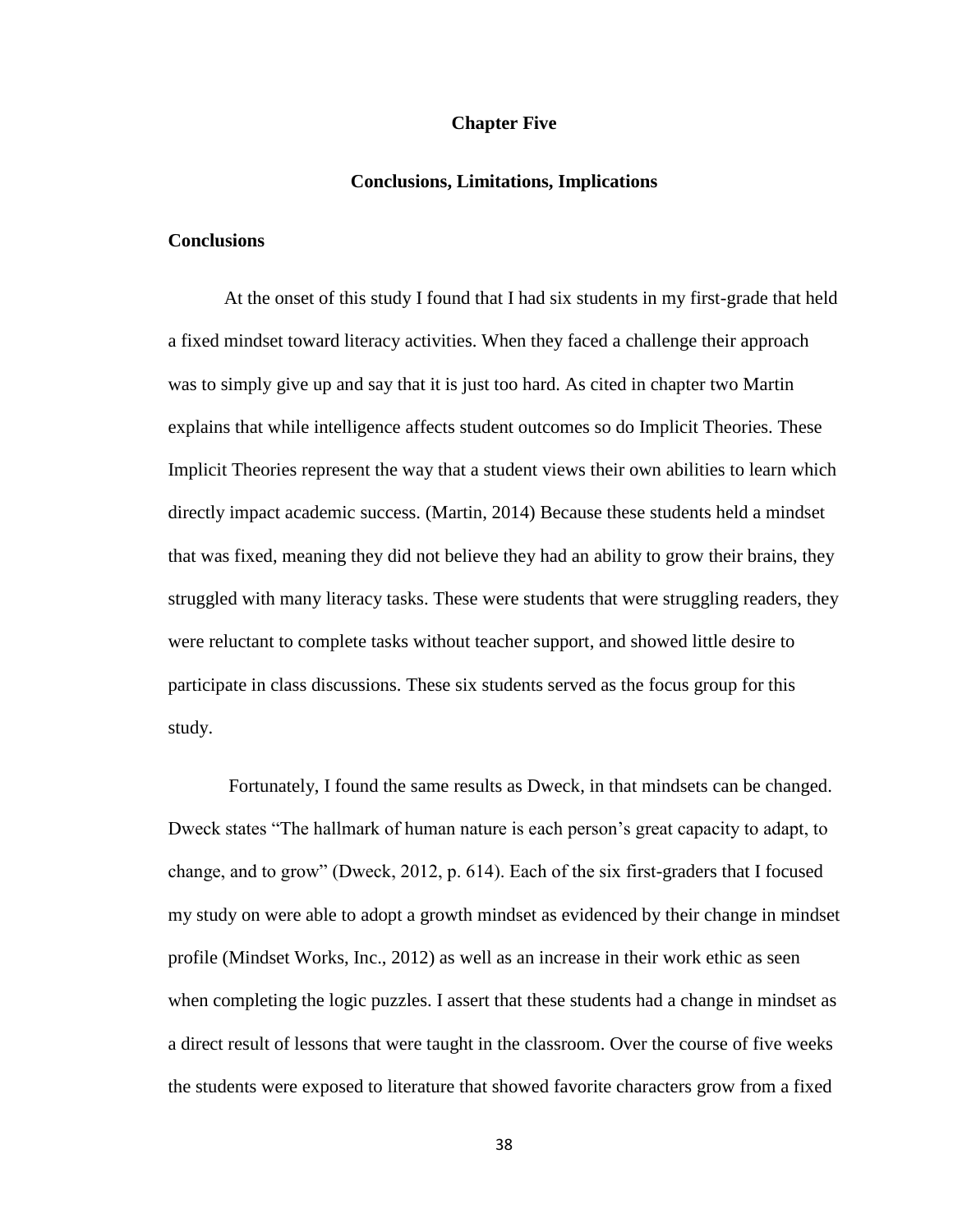# Chapter Five

## Conclusions, Limitations, Implications

### Conclusions

At the onset of this study I found that I had six students in my first-grade that held a fixed mindset toward literacy activities. When they faced a challenge their approach was to simply give up and say that it is just too hard. As cited in chapter two Martin explains that while intelligence affects student outcomes so do Implicit Theories. These Implicit Theories represent the way that a student views their own abilities to learn which directly impact academic success. (Martin, 2014) Because these students held a mindset that was fixed, meaning they did not believe they had an ability to grow their brains, they struggled with many literacy tasks. These were students that were struggling readers, they were reluctant to complete tasks without teacher support, and showed little desire to participate in class discussions. These six students served as the focus group for this study.

Fortunately, I found the same results as Dweck, in that mindsets can be changed. Dweck states "The hallmark of human nature is each person's great capacity to adapt, to change, and to grow" (Dweck, 2012, p. 614). Each of the six first-graders that I focused my study on were able to adopt a growth mindset as evidenced by their change in mindset profile (Mindset Works, Inc., 2012) as well as an increase in their work ethic as seen when completing the logic puzzles. I assert that these students had a change in mindset as a direct result of lessons that were taught in the classroom. Over the course of five weeks the students were exposed to literature that showed favorite characters grow from a fixed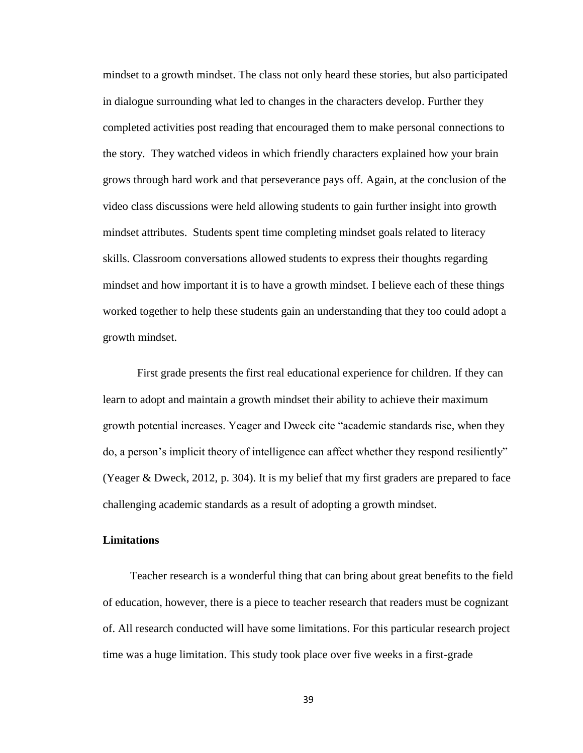mindset to a growth mindset. The class not only heard these stories, but also participated in dialogue surrounding what led to changes in the characters develop. Further they completed activities post reading that encouraged them to make personal connections to the story. They watched videos in which friendly characters explained how your brain grows through hard work and that perseverance pays off. Again, at the conclusion of the video class discussions were held allowing students to gain further insight into growth mindset attributes. Students spent time completing mindset goals related to literacy skills. Classroom conversations allowed students to express their thoughts regarding mindset and how important it is to have a growth mindset. I believe each of these things worked together to help these students gain an understanding that they too could adopt a growth mindset.

First grade presents the first real educational experience for children. If they can learn to adopt and maintain a growth mindset their ability to achieve their maximum growth potential increases. Yeager and Dweck cite "academic standards rise, when they do, a person's implicit theory of intelligence can affect whether they respond resiliently" (Yeager & Dweck, 2012, p. 304). It is my belief that my first graders are prepared to face challenging academic standards as a result of adopting a growth mindset.

**Limitations**

Teacher research is a wonderful thing that can bring about great benefits to the field of education, however, there is a piece to teacher research that readers must be cognizant of. All research conducted will have some limitations. For this particular research project time was a huge limitation. This study took place over five weeks in a first-grade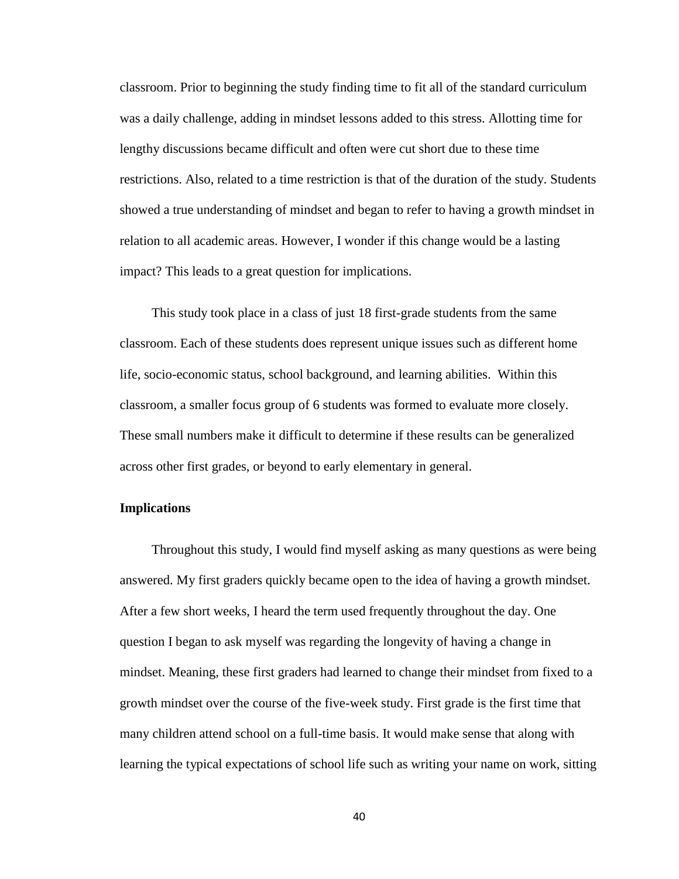classroom. Prior to beginning the study finding time to fit all of the standard curriculum was a daily challenge, adding in mindset lessons added to this stress. Allotting time for lengthy discussions became difficult and often were cut short due to these time restrictions. Also, related to a time restriction is that of the duration of the study. Students showed a true understanding of mindset and began to refer to having a growth mindset in relation to all academic areas. However, I wonder if this change would be a lasting impact? This leads to a great question for implications.

This study took place in a class of just 18 first-grade students from the same classroom. Each of these students does represent unique issues such as different home life, socio-economic status, school background, and learning abilities.  Within this classroom, a smaller focus group of 6 students was formed to evaluate more closely. These small numbers make it difficult to determine if these results can be generalized across other first grades, or beyond to early elementary in general.

**Implications**

Throughout this study, I would find myself asking as many questions as were being answered. My first graders quickly became open to the idea of having a growth mindset. After a few short weeks, I heard the term used frequently throughout the day. One question I began to ask myself was regarding the longevity of having a change in mindset. Meaning, these first graders had learned to change their mindset from fixed to a growth mindset over the course of the five-week study. First grade is the first time that many children attend school on a full-time basis. It would make sense that along with learning the typical expectations of school life such as writing your name on work, sitting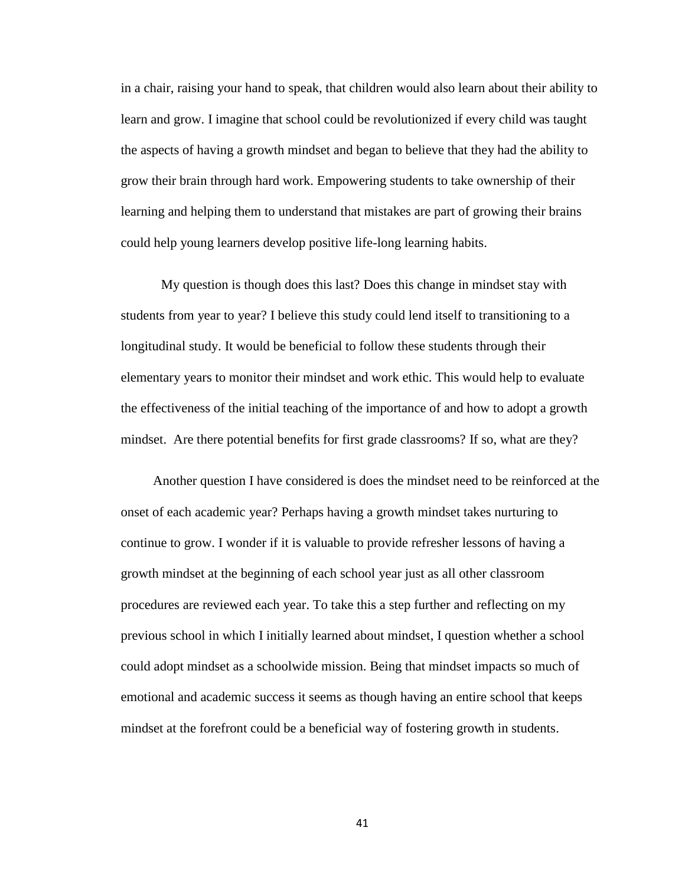in a chair, raising your hand to speak, that children would also learn about their ability to learn and grow. I imagine that school could be revolutionized if every child was taught the aspects of having a growth mindset and began to believe that they had the ability to grow their brain through hard work. Empowering students to take ownership of their learning and helping them to understand that mistakes are part of growing their brains could help young learners develop positive life-long learning habits.

My question is though does this last? Does this change in mindset stay with students from year to year? I believe this study could lend itself to transitioning to a longitudinal study. It would be beneficial to follow these students through their elementary years to monitor their mindset and work ethic. This would help to evaluate the effectiveness of the initial teaching of the importance of and how to adopt a growth mindset. Are there potential benefits for first grade classrooms? If so, what are they?

Another question I have considered is does the mindset need to be reinforced at the onset of each academic year? Perhaps having a growth mindset takes nurturing to continue to grow. I wonder if it is valuable to provide refresher lessons of having a growth mindset at the beginning of each school year just as all other classroom procedures are reviewed each year. To take this a step further and reflecting on my previous school in which I initially learned about mindset, I question whether a school could adopt mindset as a schoolwide mission. Being that mindset impacts so much of emotional and academic success it seems as though having an entire school that keeps mindset at the forefront could be a beneficial way of fostering growth in students.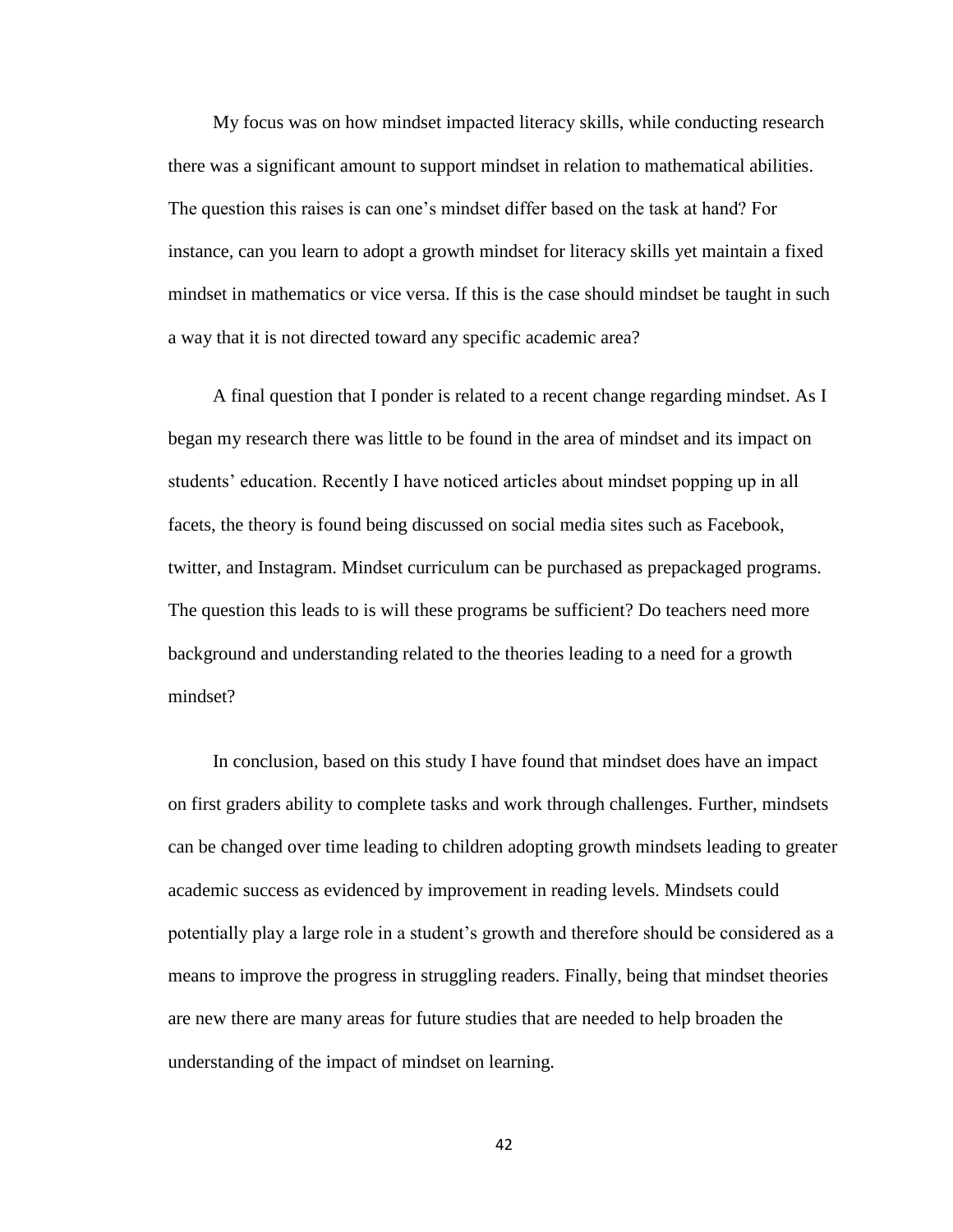My focus was on how mindset impacted literacy skills, while conducting research there was a significant amount to support mindset in relation to mathematical abilities. The question this raises is can one's mindset differ based on the task at hand? For instance, can you learn to adopt a growth mindset for literacy skills yet maintain a fixed mindset in mathematics or vice versa. If this is the case should mindset be taught in such a way that it is not directed toward any specific academic area?

A final question that I ponder is related to a recent change regarding mindset. As I began my research there was little to be found in the area of mindset and its impact on students' education. Recently I have noticed articles about mindset popping up in all facets, the theory is found being discussed on social media sites such as Facebook, twitter, and Instagram. Mindset curriculum can be purchased as prepackaged programs. The question this leads to is will these programs be sufficient? Do teachers need more background and understanding related to the theories leading to a need for a growth mindset?

In conclusion, based on this study I have found that mindset does have an impact on first graders ability to complete tasks and work through challenges. Further, mindsets can be changed over time leading to children adopting growth mindsets leading to greater academic success as evidenced by improvement in reading levels. Mindsets could potentially play a large role in a student's growth and therefore should be considered as a means to improve the progress in struggling readers. Finally, being that mindset theories are new there are many areas for future studies that are needed to help broaden the understanding of the impact of mindset on learning.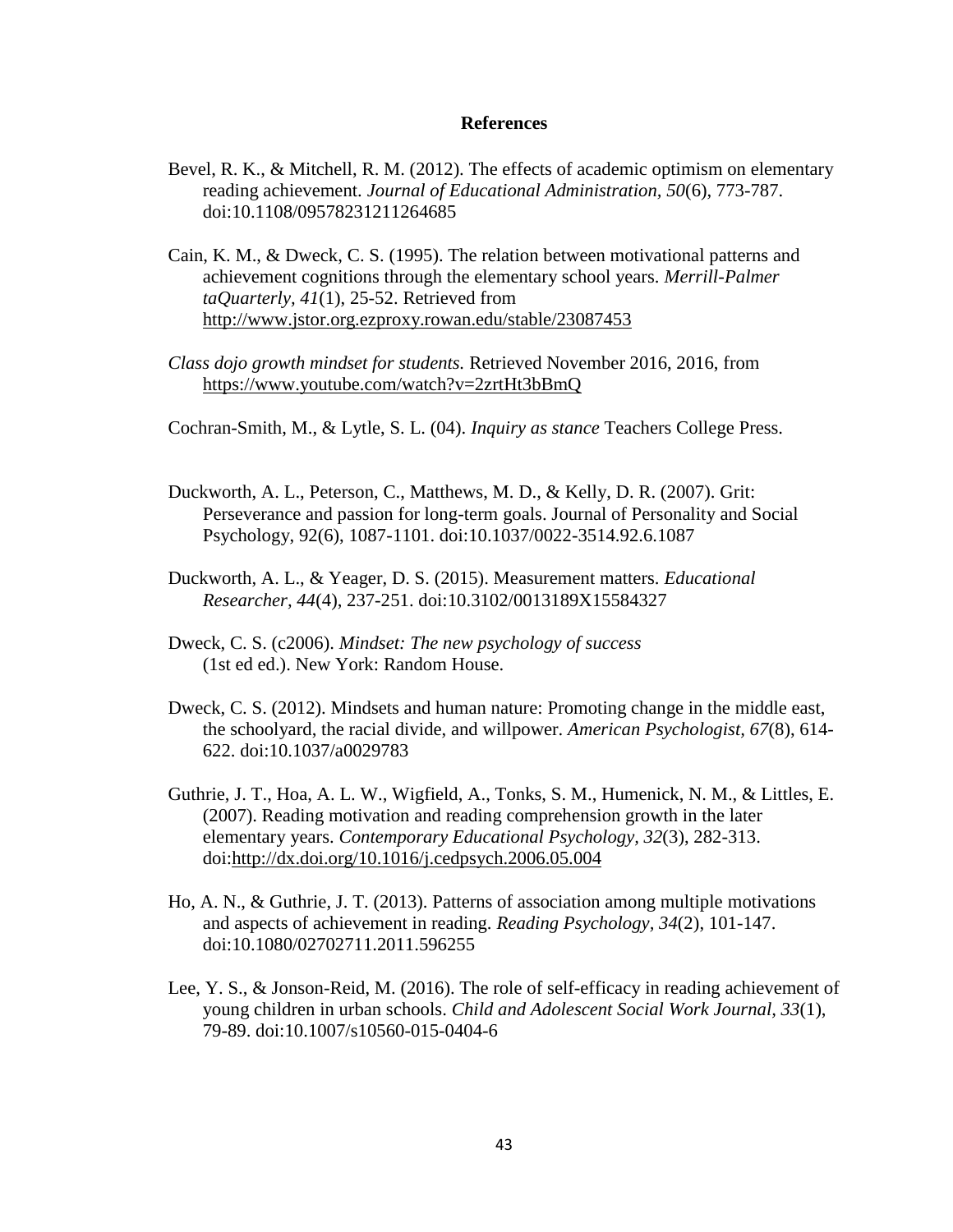# References

Bevel, R. K., & Mitchell, R. M. (2012). The effects of academic optimism on elementary reading achievement. *Journal of Educational Administration, 50*(6), 773-787. doi:10.1108/09578231211264685

Cain, K. M., & Dweck, C. S. (1995). The relation between motivational patterns and achievement cognitions through the elementary school years. *Merrill-Palmer taQuarterly, 41*(1), 25-52. Retrieved from http://www.jstor.org.ezproxy.rowan.edu/stable/23087453

*Class dojo growth mindset for students.* Retrieved November 2016, 2016, from https://www.youtube.com/watch?v=2zrtHt3bBmQ

Cochran-Smith, M., & Lytle, S. L. (04). *Inquiry as stance* Teachers College Press.

Duckworth, A. L., Peterson, C., Matthews, M. D., & Kelly, D. R. (2007). Grit: Perseverance and passion for long-term goals. Journal of Personality and Social Psychology, 92(6), 1087-1101. doi:10.1037/0022-3514.92.6.1087

Duckworth, A. L., & Yeager, D. S. (2015). Measurement matters. *Educational Researcher, 44*(4), 237-251. doi:10.3102/0013189X15584327

Dweck, C. S. (c2006). *Mindset: The new psychology of success* (1st ed ed.). New York: Random House.

Dweck, C. S. (2012). Mindsets and human nature: Promoting change in the middle east, the schoolyard, the racial divide, and willpower. *American Psychologist, 67*(8), 614-622. doi:10.1037/a0029783

Guthrie, J. T., Hoa, A. L. W., Wigfield, A., Tonks, S. M., Humenick, N. M., & Littles, E. (2007). Reading motivation and reading comprehension growth in the later elementary years. *Contemporary Educational Psychology, 32*(3), 282-313. doi:http://dx.doi.org/10.1016/j.cedpsych.2006.05.004

Ho, A. N., & Guthrie, J. T. (2013). Patterns of association among multiple motivations and aspects of achievement in reading. *Reading Psychology, 34*(2), 101-147. doi:10.1080/02702711.2011.596255

Lee, Y. S., & Jonson-Reid, M. (2016). The role of self-efficacy in reading achievement of young children in urban schools. *Child and Adolescent Social Work Journal, 33*(1), 79-89. doi:10.1007/s10560-015-0404-6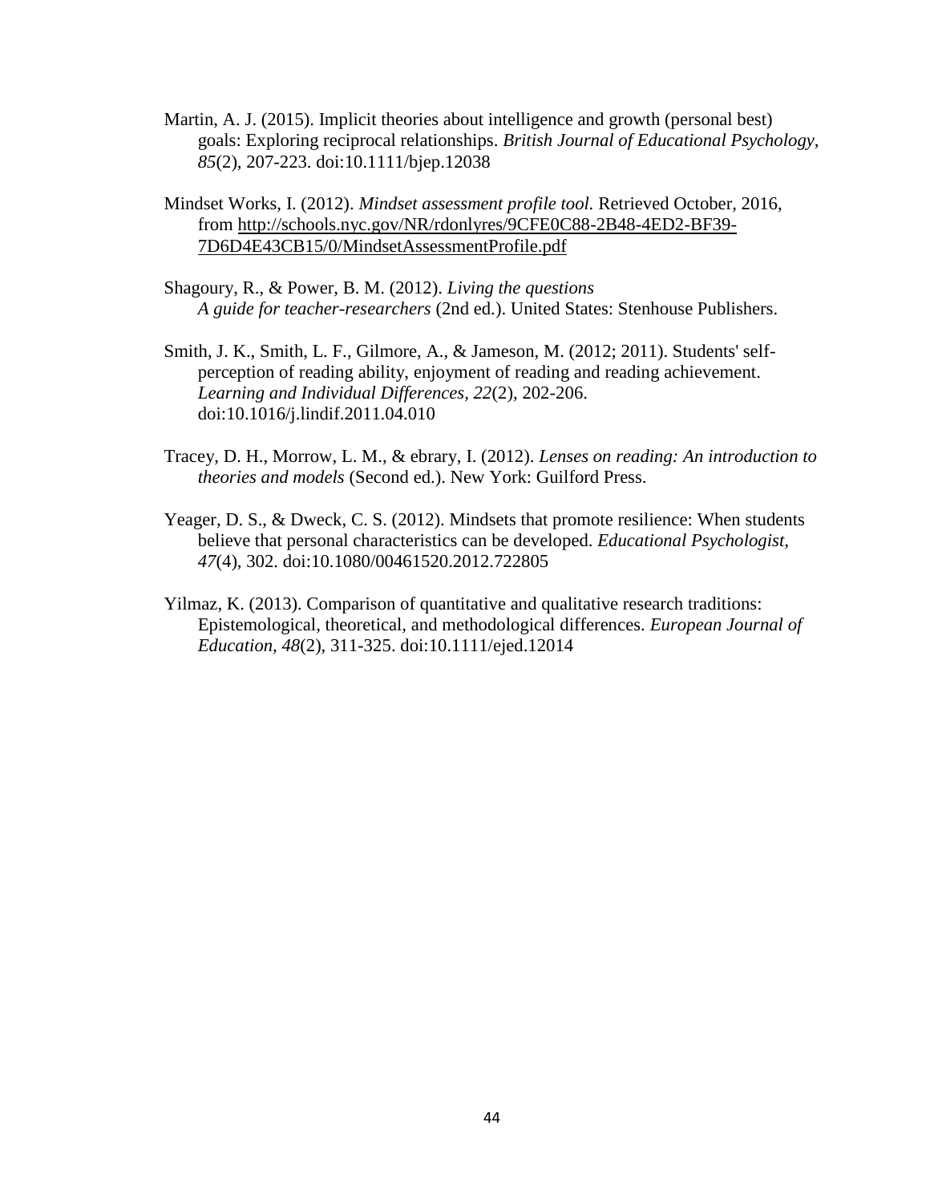Martin, A. J. (2015). Implicit theories about intelligence and growth (personal best) goals: Exploring reciprocal relationships. *British Journal of Educational Psychology, 85*(2), 207-223. doi:10.1111/bjep.12038

Mindset Works, I. (2012). *Mindset assessment profile tool.* Retrieved October, 2016, from http://schools.nyc.gov/NR/rdonlyres/9CFE0C88-2B48-4ED2-BF39-7D6D4E43CB15/0/MindsetAssessmentProfile.pdf

Shagoury, R., & Power, B. M. (2012). *Living the questions A guide for teacher-researchers* (2nd ed.). United States: Stenhouse Publishers.

Smith, J. K., Smith, L. F., Gilmore, A., & Jameson, M. (2012; 2011). Students' self-perception of reading ability, enjoyment of reading and reading achievement. *Learning and Individual Differences, 22*(2), 202-206. doi:10.1016/j.lindif.2011.04.010

Tracey, D. H., Morrow, L. M., & ebrary, I. (2012). *Lenses on reading: An introduction to theories and models* (Second ed.). New York: Guilford Press.

Yeager, D. S., & Dweck, C. S. (2012). Mindsets that promote resilience: When students believe that personal characteristics can be developed. *Educational Psychologist, 47*(4), 302. doi:10.1080/00461520.2012.722805

Yilmaz, K. (2013). Comparison of quantitative and qualitative research traditions: Epistemological, theoretical, and methodological differences. *European Journal of Education, 48*(2), 311-325. doi:10.1111/ejed.12014